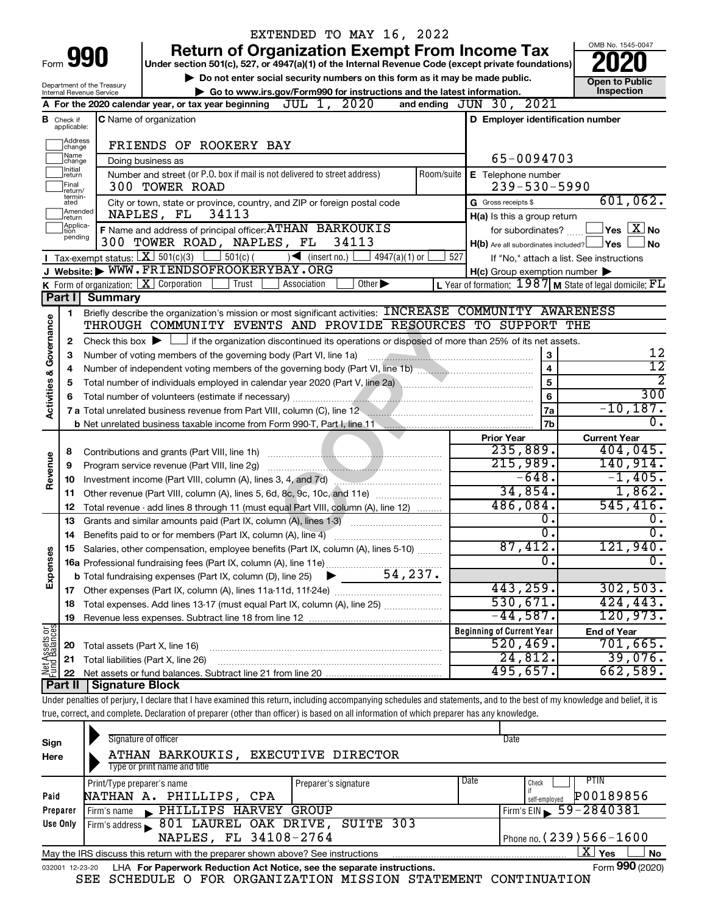EXTENDED TO MAY 16, 2022

# Form 990 — Return of Organization Exempt From Income Tax (2020)

Under section 501(c), 527, or 4947(a)(1) of the Internal Revenue Code (except private foundations)

▶ Do not enter social security numbers on this form as it may be made public.

▶ Go to www.irs.gov/Form990 for instructions and the latest information.

Department of the Treasury
Internal Revenue Service

OMB No. 1545-0047

Open to Public Inspection

**A** For the 2020 calendar year, or tax year beginning JUL 1, 2020 and ending JUN 30, 2021

**B** Check if applicable: Address change / Name change / Initial return / Final return/terminated / Amended return / Application pending

**C** Name of organization: FRIENDS OF ROOKERY BAY

Doing business as

Number and street (or P.O. box if mail is not delivered to street address): 300 TOWER ROAD — Room/suite

City or town, state or province, country, and ZIP or foreign postal code: NAPLES, FL 34113

**D** Employer identification number: 65-0094703

**E** Telephone number: 239-530-5990

**G** Gross receipts $ 601,062.

**F** Name and address of principal officer: ATHAN BARKOUKIS, 300 TOWER ROAD, NAPLES, FL 34113

**H(a)** Is this a group return for subordinates? Yes [ ] No [X]

**H(b)** Are all subordinates included? Yes [ ] No [ ]

If "No," attach a list. See instructions

**H(c)** Group exemption number ▶

**I** Tax-exempt status: [X] 501(c)(3) [ ] 501(c) ( ) ◀ (insert no.) [ ] 4947(a)(1) or [ ] 527

**J** Website: ▶ WWW.FRIENDSOFROOKERYBAY.ORG

**K** Form of organization: [X] Corporation [ ] Trust [ ] Association [ ] Other ▶

**L** Year of formation: 1987 **M** State of legal domicile: FL

## Part I Summary

**Activities & Governance**

1 Briefly describe the organization's mission or most significant activities: INCREASE COMMUNITY AWARENESS THROUGH COMMUNITY EVENTS AND PROVIDE RESOURCES TO SUPPORT THE

2 Check this box ▶ [ ] if the organization discontinued its operations or disposed of more than 25% of its net assets.

| Line | Description | No. | Value |
|---|---|---|---|
| 3 | Number of voting members of the governing body (Part VI, line 1a) | 3 | 12 |
| 4 | Number of independent voting members of the governing body (Part VI, line 1b) | 4 | 12 |
| 5 | Total number of individuals employed in calendar year 2020 (Part V, line 2a) | 5 | 2 |
| 6 | Total number of volunteers (estimate if necessary) | 6 | 300 |
| 7a | Total unrelated business revenue from Part VIII, column (C), line 12 | 7a | -10,187. |
| 7b | Net unrelated business taxable income from Form 990-T, Part I, line 11 | 7b | 0. |

| Line | Description | Prior Year | Current Year |
|---|---|---|---|
| **Revenue** | | | |
| 8 | Contributions and grants (Part VIII, line 1h) | 235,889. | 404,045. |
| 9 | Program service revenue (Part VIII, line 2g) | 215,989. | 140,914. |
| 10 | Investment income (Part VIII, column (A), lines 3, 4, and 7d) | -648. | -1,405. |
| 11 | Other revenue (Part VIII, column (A), lines 5, 6d, 8c, 9c, 10c, and 11e) | 34,854. | 1,862. |
| 12 | Total revenue - add lines 8 through 11 (must equal Part VIII, column (A), line 12) | 486,084. | 545,416. |
| **Expenses** | | | |
| 13 | Grants and similar amounts paid (Part IX, column (A), lines 1-3) | 0. | 0. |
| 14 | Benefits paid to or for members (Part IX, column (A), line 4) | 0. | 0. |
| 15 | Salaries, other compensation, employee benefits (Part IX, column (A), lines 5-10) | 87,412. | 121,940. |
| 16a | Professional fundraising fees (Part IX, column (A), line 11e) | 0. | 0. |
| b | Total fundraising expenses (Part IX, column (D), line 25) ▶ 54,237. | | |
| 17 | Other expenses (Part IX, column (A), lines 11a-11d, 11f-24e) | 443,259. | 302,503. |
| 18 | Total expenses. Add lines 13-17 (must equal Part IX, column (A), line 25) | 530,671. | 424,443. |
| 19 | Revenue less expenses. Subtract line 18 from line 12 | -44,587. | 120,973. |

| Line | Net Assets or Fund Balances | Beginning of Current Year | End of Year |
|---|---|---|---|
| 20 | Total assets (Part X, line 16) | 520,469. | 701,665. |
| 21 | Total liabilities (Part X, line 26) | 24,812. | 39,076. |
| 22 | Net assets or fund balances. Subtract line 21 from line 20 | 495,657. | 662,589. |

## Part II Signature Block

Under penalties of perjury, I declare that I have examined this return, including accompanying schedules and statements, and to the best of my knowledge and belief, it is true, correct, and complete. Declaration of preparer (other than officer) is based on all information of which preparer has any knowledge.

**Sign Here**

Signature of officer — Date

ATHAN BARKOUKIS, EXECUTIVE DIRECTOR
Type or print name and title

**Paid Preparer Use Only**

| Print/Type preparer's name | Preparer's signature | Date | Check if self-employed | PTIN |
|---|---|---|---|---|
| NATHAN A. PHILLIPS, CPA | | | | P00189856 |

Firm's name ▶ PHILLIPS HARVEY GROUP — Firm's EIN ▶ 59-2840381

Firm's address ▶ 801 LAUREL OAK DRIVE, SUITE 303, NAPLES, FL 34108-2764 — Phone no. (239)566-1600

May the IRS discuss this return with the preparer shown above? See instructions [X] Yes [ ] No

032001 12-23-20 LHA For Paperwork Reduction Act Notice, see the separate instructions. Form **990** (2020)

SEE SCHEDULE O FOR ORGANIZATION MISSION STATEMENT CONTINUATION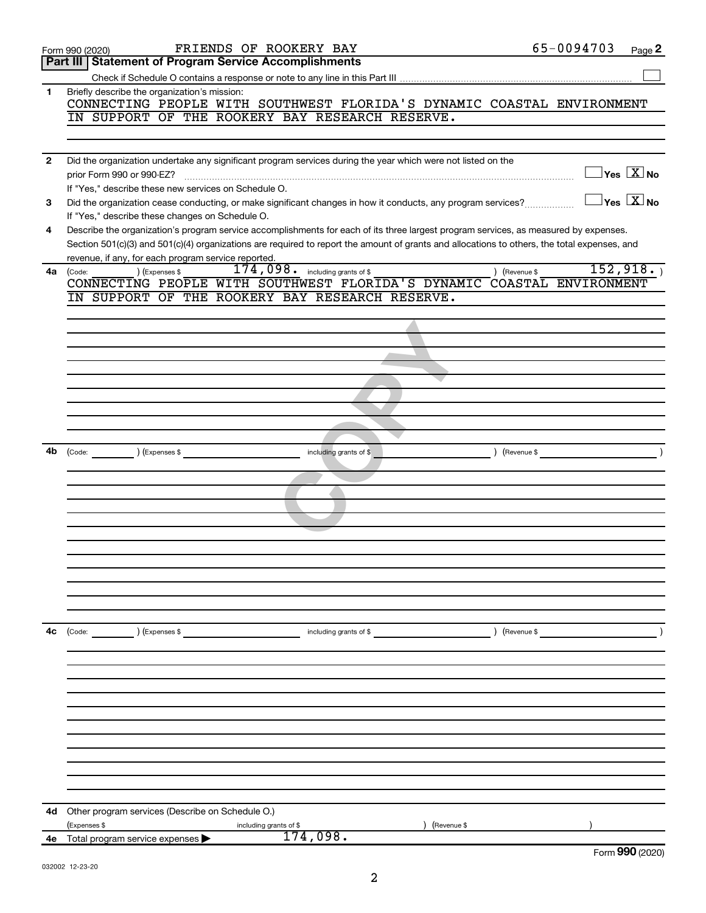Form 990 (2020) FRIENDS OF ROOKERY BAY 65-0094703

## Part III Statement of Program Service Accomplishments

Check if Schedule O contains a response or note to any line in this Part III ☐

**1** Briefly describe the organization's mission:

CONNECTING PEOPLE WITH SOUTHWEST FLORIDA'S DYNAMIC COASTAL ENVIRONMENT IN SUPPORT OF THE ROOKERY BAY RESEARCH RESERVE.

**2** Did the organization undertake any significant program services during the year which were not listed on the prior Form 990 or 990-EZ? ☐ Yes ☒ No

If "Yes," describe these new services on Schedule O.

**3** Did the organization cease conducting, or make significant changes in how it conducts, any program services? ☐ Yes ☒ No

If "Yes," describe these changes on Schedule O.

**4** Describe the organization's program service accomplishments for each of its three largest program services, as measured by expenses. Section 501(c)(3) and 501(c)(4) organizations are required to report the amount of grants and allocations to others, the total expenses, and revenue, if any, for each program service reported.

**4a** (Code: ) (Expenses $ 174,098. including grants of $ ) (Revenue $ 152,918. )

CONNECTING PEOPLE WITH SOUTHWEST FLORIDA'S DYNAMIC COASTAL ENVIRONMENT IN SUPPORT OF THE ROOKERY BAY RESEARCH RESERVE.

**4b** (Code: ) (Expenses $ including grants of $ ) (Revenue $ )

**4c** (Code: ) (Expenses $ including grants of $ ) (Revenue $ )

**4d** Other program services (Describe on Schedule O.)

(Expenses $ including grants of $ ) (Revenue $ )

**4e** Total program service expenses ▶ 174,098.

Form **990** (2020)

032002 12-23-20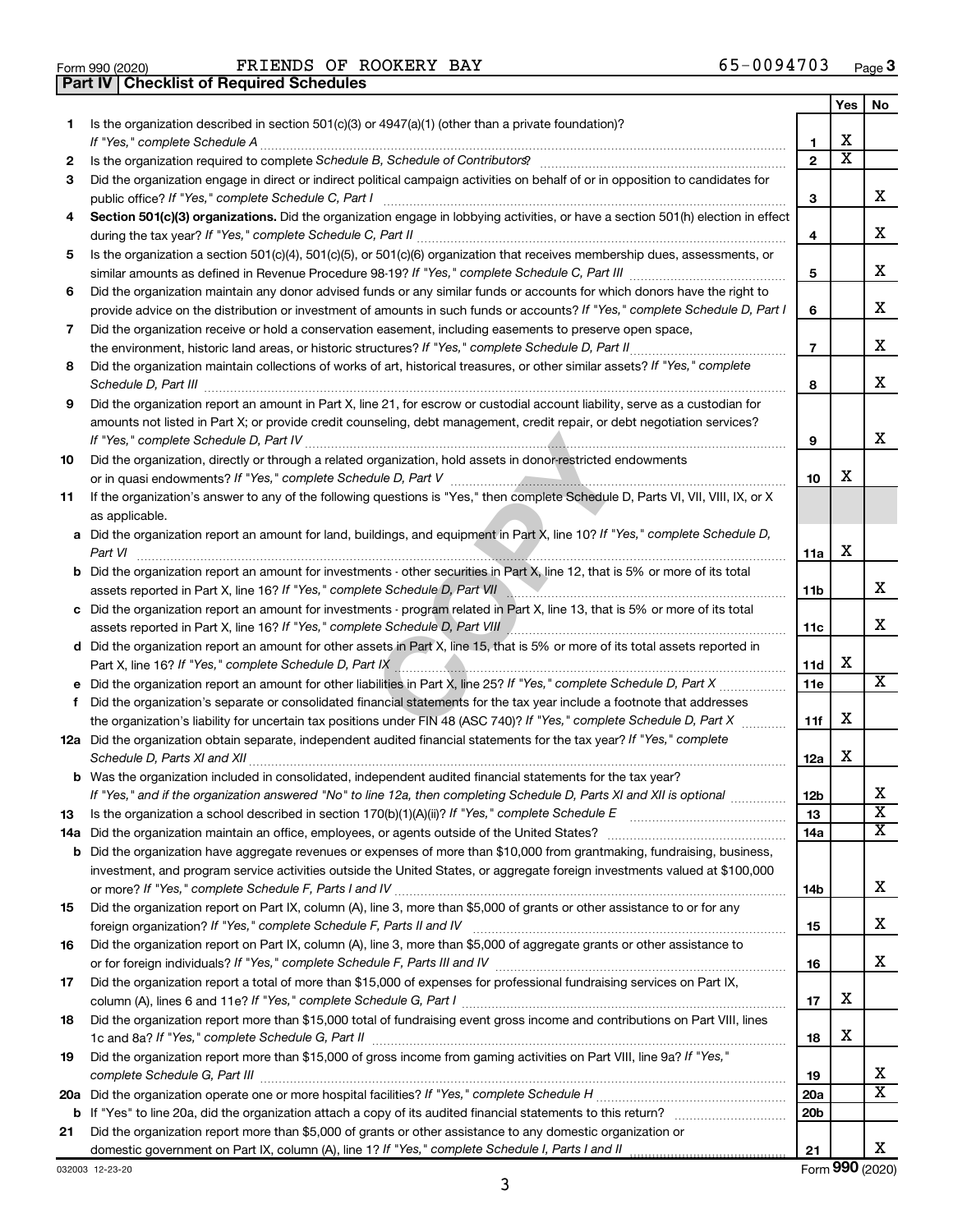Form 990 (2020) FRIENDS OF ROOKERY BAY 65-0094703

## Part IV Checklist of Required Schedules

| | | | Yes | No |
|---|---|---|---|---|
| 1 | Is the organization described in section 501(c)(3) or 4947(a)(1) (other than a private foundation)? *If "Yes," complete Schedule A* | 1 | X | |
| 2 | Is the organization required to complete *Schedule B, Schedule of Contributors*? | 2 | X | |
| 3 | Did the organization engage in direct or indirect political campaign activities on behalf of or in opposition to candidates for public office? *If "Yes," complete Schedule C, Part I* | 3 | | X |
| 4 | **Section 501(c)(3) organizations.** Did the organization engage in lobbying activities, or have a section 501(h) election in effect during the tax year? *If "Yes," complete Schedule C, Part II* | 4 | | X |
| 5 | Is the organization a section 501(c)(4), 501(c)(5), or 501(c)(6) organization that receives membership dues, assessments, or similar amounts as defined in Revenue Procedure 98-19? *If "Yes," complete Schedule C, Part III* | 5 | | X |
| 6 | Did the organization maintain any donor advised funds or any similar funds or accounts for which donors have the right to provide advice on the distribution or investment of amounts in such funds or accounts? *If "Yes," complete Schedule D, Part I* | 6 | | X |
| 7 | Did the organization receive or hold a conservation easement, including easements to preserve open space, the environment, historic land areas, or historic structures? *If "Yes," complete Schedule D, Part II* | 7 | | X |
| 8 | Did the organization maintain collections of works of art, historical treasures, or other similar assets? *If "Yes," complete Schedule D, Part III* | 8 | | X |
| 9 | Did the organization report an amount in Part X, line 21, for escrow or custodial account liability, serve as a custodian for amounts not listed in Part X; or provide credit counseling, debt management, credit repair, or debt negotiation services? *If "Yes," complete Schedule D, Part IV* | 9 | | X |
| 10 | Did the organization, directly or through a related organization, hold assets in donor-restricted endowments or in quasi endowments? *If "Yes," complete Schedule D, Part V* | 10 | X | |
| 11 | If the organization's answer to any of the following questions is "Yes," then complete Schedule D, Parts VI, VII, VIII, IX, or X as applicable. | | | |
| a | Did the organization report an amount for land, buildings, and equipment in Part X, line 10? *If "Yes," complete Schedule D, Part VI* | 11a | X | |
| b | Did the organization report an amount for investments - other securities in Part X, line 12, that is 5% or more of its total assets reported in Part X, line 16? *If "Yes," complete Schedule D, Part VII* | 11b | | X |
| c | Did the organization report an amount for investments - program related in Part X, line 13, that is 5% or more of its total assets reported in Part X, line 16? *If "Yes," complete Schedule D, Part VIII* | 11c | | X |
| d | Did the organization report an amount for other assets in Part X, line 15, that is 5% or more of its total assets reported in Part X, line 16? *If "Yes," complete Schedule D, Part IX* | 11d | X | |
| e | Did the organization report an amount for other liabilities in Part X, line 25? *If "Yes," complete Schedule D, Part X* | 11e | | X |
| f | Did the organization's separate or consolidated financial statements for the tax year include a footnote that addresses the organization's liability for uncertain tax positions under FIN 48 (ASC 740)? *If "Yes," complete Schedule D, Part X* | 11f | X | |
| 12a | Did the organization obtain separate, independent audited financial statements for the tax year? *If "Yes," complete Schedule D, Parts XI and XII* | 12a | X | |
| b | Was the organization included in consolidated, independent audited financial statements for the tax year? *If "Yes," and if the organization answered "No" to line 12a, then completing Schedule D, Parts XI and XII is optional* | 12b | | X |
| 13 | Is the organization a school described in section 170(b)(1)(A)(ii)? *If "Yes," complete Schedule E* | 13 | | X |
| 14a | Did the organization maintain an office, employees, or agents outside of the United States? | 14a | | X |
| b | Did the organization have aggregate revenues or expenses of more than $10,000 from grantmaking, fundraising, business, investment, and program service activities outside the United States, or aggregate foreign investments valued at $100,000 or more? *If "Yes," complete Schedule F, Parts I and IV* | 14b | | X |
| 15 | Did the organization report on Part IX, column (A), line 3, more than $5,000 of grants or other assistance to or for any foreign organization? *If "Yes," complete Schedule F, Parts II and IV* | 15 | | X |
| 16 | Did the organization report on Part IX, column (A), line 3, more than $5,000 of aggregate grants or other assistance to or for foreign individuals? *If "Yes," complete Schedule F, Parts III and IV* | 16 | | X |
| 17 | Did the organization report a total of more than $15,000 of expenses for professional fundraising services on Part IX, column (A), lines 6 and 11e? *If "Yes," complete Schedule G, Part I* | 17 | X | |
| 18 | Did the organization report more than $15,000 total of fundraising event gross income and contributions on Part VIII, lines 1c and 8a? *If "Yes," complete Schedule G, Part II* | 18 | X | |
| 19 | Did the organization report more than $15,000 of gross income from gaming activities on Part VIII, line 9a? *If "Yes," complete Schedule G, Part III* | 19 | | X |
| 20a | Did the organization operate one or more hospital facilities? *If "Yes," complete Schedule H* | 20a | | X |
| b | If "Yes" to line 20a, did the organization attach a copy of its audited financial statements to this return? | 20b | | |
| 21 | Did the organization report more than $5,000 of grants or other assistance to any domestic organization or domestic government on Part IX, column (A), line 1? *If "Yes," complete Schedule I, Parts I and II* | 21 | | X |

032003 12-23-20 Form **990** (2020)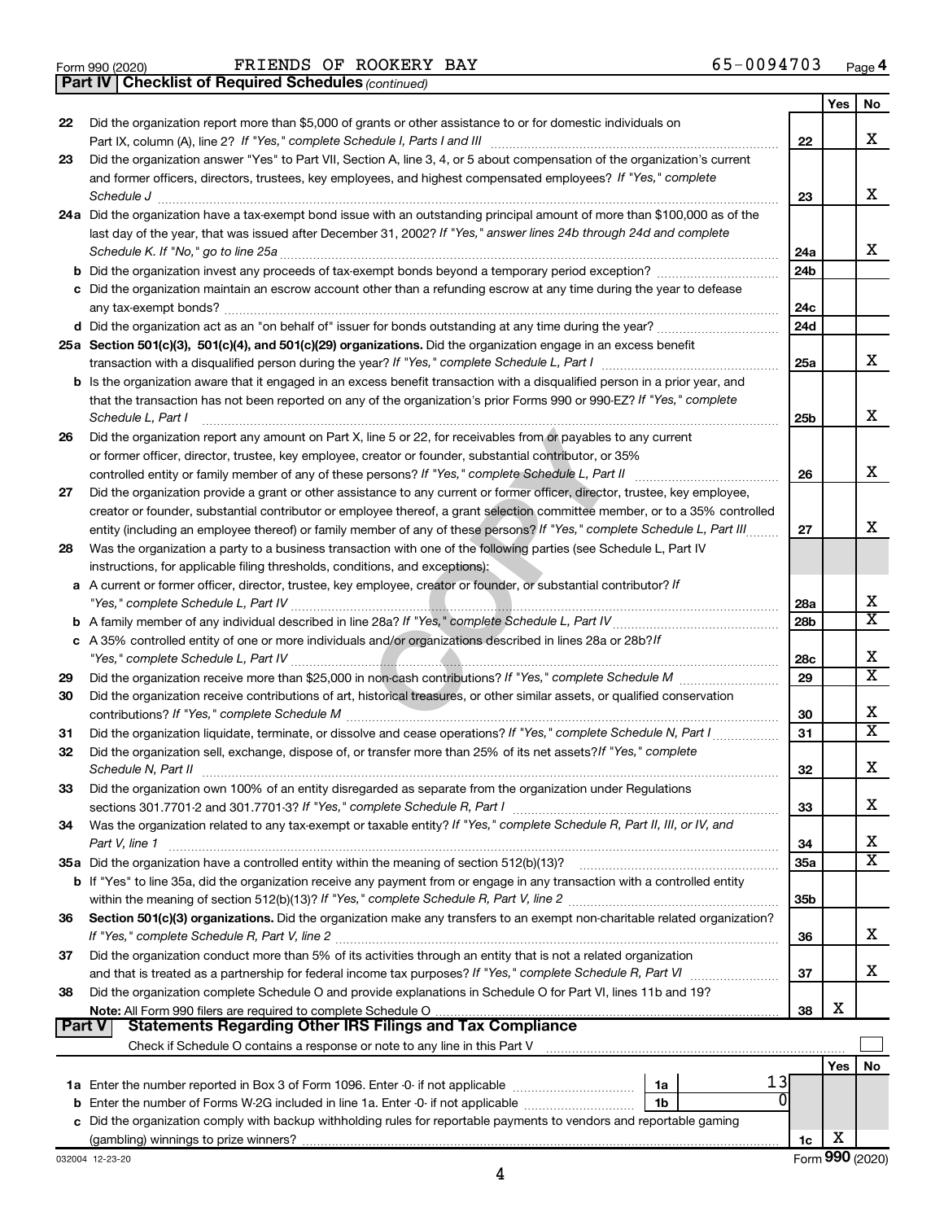Form 990 (2020) FRIENDS OF ROOKERY BAY 65-0094703 Page 4

**Part IV | Checklist of Required Schedules** *(continued)*

| | | | Yes | No |
|---|---|---|---|---|
| 22 | Did the organization report more than $5,000 of grants or other assistance to or for domestic individuals on Part IX, column (A), line 2? *If "Yes," complete Schedule I, Parts I and III* | 22 | | X |
| 23 | Did the organization answer "Yes" to Part VII, Section A, line 3, 4, or 5 about compensation of the organization's current and former officers, directors, trustees, key employees, and highest compensated employees? *If "Yes," complete Schedule J* | 23 | | X |
| 24a | Did the organization have a tax-exempt bond issue with an outstanding principal amount of more than $100,000 as of the last day of the year, that was issued after December 31, 2002? *If "Yes," answer lines 24b through 24d and complete Schedule K. If "No," go to line 25a* | 24a | | X |
| b | Did the organization invest any proceeds of tax-exempt bonds beyond a temporary period exception? | 24b | | |
| c | Did the organization maintain an escrow account other than a refunding escrow at any time during the year to defease any tax-exempt bonds? | 24c | | |
| d | Did the organization act as an "on behalf of" issuer for bonds outstanding at any time during the year? | 24d | | |
| 25a | **Section 501(c)(3), 501(c)(4), and 501(c)(29) organizations.** Did the organization engage in an excess benefit transaction with a disqualified person during the year? *If "Yes," complete Schedule L, Part I* | 25a | | X |
| b | Is the organization aware that it engaged in an excess benefit transaction with a disqualified person in a prior year, and that the transaction has not been reported on any of the organization's prior Forms 990 or 990-EZ? *If "Yes," complete Schedule L, Part I* | 25b | | X |
| 26 | Did the organization report any amount on Part X, line 5 or 22, for receivables from or payables to any current or former officer, director, trustee, key employee, creator or founder, substantial contributor, or 35% controlled entity or family member of any of these persons? *If "Yes," complete Schedule L, Part II* | 26 | | X |
| 27 | Did the organization provide a grant or other assistance to any current or former officer, director, trustee, key employee, creator or founder, substantial contributor or employee thereof, a grant selection committee member, or to a 35% controlled entity (including an employee thereof) or family member of any of these persons? *If "Yes," complete Schedule L, Part III* | 27 | | X |
| 28 | Was the organization a party to a business transaction with one of the following parties (see Schedule L, Part IV instructions, for applicable filing thresholds, conditions, and exceptions): | | | |
| a | A current or former officer, director, trustee, key employee, creator or founder, or substantial contributor? *If "Yes," complete Schedule L, Part IV* | 28a | | X |
| b | A family member of any individual described in line 28a? *If "Yes," complete Schedule L, Part IV* | 28b | | X |
| c | A 35% controlled entity of one or more individuals and/or organizations described in lines 28a or 28b? *If "Yes," complete Schedule L, Part IV* | 28c | | X |
| 29 | Did the organization receive more than $25,000 in non-cash contributions? *If "Yes," complete Schedule M* | 29 | | X |
| 30 | Did the organization receive contributions of art, historical treasures, or other similar assets, or qualified conservation contributions? *If "Yes," complete Schedule M* | 30 | | X |
| 31 | Did the organization liquidate, terminate, or dissolve and cease operations? *If "Yes," complete Schedule N, Part I* | 31 | | X |
| 32 | Did the organization sell, exchange, dispose of, or transfer more than 25% of its net assets? *If "Yes," complete Schedule N, Part II* | 32 | | X |
| 33 | Did the organization own 100% of an entity disregarded as separate from the organization under Regulations sections 301.7701-2 and 301.7701-3? *If "Yes," complete Schedule R, Part I* | 33 | | X |
| 34 | Was the organization related to any tax-exempt or taxable entity? *If "Yes," complete Schedule R, Part II, III, or IV, and Part V, line 1* | 34 | | X |
| 35a | Did the organization have a controlled entity within the meaning of section 512(b)(13)? | 35a | | X |
| b | If "Yes" to line 35a, did the organization receive any payment from or engage in any transaction with a controlled entity within the meaning of section 512(b)(13)? *If "Yes," complete Schedule R, Part V, line 2* | 35b | | |
| 36 | **Section 501(c)(3) organizations.** Did the organization make any transfers to an exempt non-charitable related organization? *If "Yes," complete Schedule R, Part V, line 2* | 36 | | X |
| 37 | Did the organization conduct more than 5% of its activities through an entity that is not a related organization and that is treated as a partnership for federal income tax purposes? *If "Yes," complete Schedule R, Part VI* | 37 | | X |
| 38 | Did the organization complete Schedule O and provide explanations in Schedule O for Part VI, lines 11b and 19? **Note:** All Form 990 filers are required to complete Schedule O | 38 | X | |

**Part V | Statements Regarding Other IRS Filings and Tax Compliance**

Check if Schedule O contains a response or note to any line in this Part V

| | | | | | Yes | No |
|---|---|---|---|---|---|---|
| 1a | Enter the number reported in Box 3 of Form 1096. Enter -0- if not applicable | 1a | 13 | | | |
| b | Enter the number of Forms W-2G included in line 1a. Enter -0- if not applicable | 1b | 0 | | | |
| c | Did the organization comply with backup withholding rules for reportable payments to vendors and reportable gaming (gambling) winnings to prize winners? | | | 1c | X | |

032004 12-23-20 Form **990** (2020)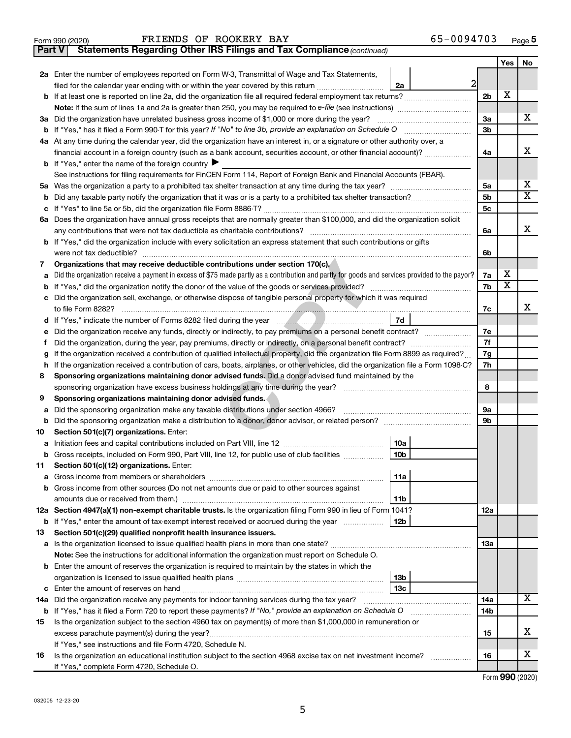Form 990 (2020) FRIENDS OF ROOKERY BAY 65-0094703 Page 5

**Part V Statements Regarding Other IRS Filings and Tax Compliance** *(continued)*

| | | | | Yes | No |
|---|---|---|---|---|---|
| **2a** | Enter the number of employees reported on Form W-3, Transmittal of Wage and Tax Statements, filed for the calendar year ending with or within the year covered by this return | 2a | 2 | | |
| **b** | If at least one is reported on line 2a, did the organization file all required federal employment tax returns? | | 2b | X | |
| | **Note:** If the sum of lines 1a and 2a is greater than 250, you may be required to *e-file* (see instructions) | | | | |
| **3a** | Did the organization have unrelated business gross income of $1,000 or more during the year? | | 3a | | X |
| **b** | If "Yes," has it filed a Form 990-T for this year? *If "No" to line 3b, provide an explanation on Schedule O* | | 3b | | |
| **4a** | At any time during the calendar year, did the organization have an interest in, or a signature or other authority over, a financial account in a foreign country (such as a bank account, securities account, or other financial account)? | | 4a | | X |
| **b** | If "Yes," enter the name of the foreign country ▶ | | | | |
| | See instructions for filing requirements for FinCEN Form 114, Report of Foreign Bank and Financial Accounts (FBAR). | | | | |
| **5a** | Was the organization a party to a prohibited tax shelter transaction at any time during the tax year? | | 5a | | X |
| **b** | Did any taxable party notify the organization that it was or is a party to a prohibited tax shelter transaction? | | 5b | | X |
| **c** | If "Yes" to line 5a or 5b, did the organization file Form 8886-T? | | 5c | | |
| **6a** | Does the organization have annual gross receipts that are normally greater than $100,000, and did the organization solicit any contributions that were not tax deductible as charitable contributions? | | 6a | | X |
| **b** | If "Yes," did the organization include with every solicitation an express statement that such contributions or gifts were not tax deductible? | | 6b | | |
| **7** | **Organizations that may receive deductible contributions under section 170(c).** | | | | |
| **a** | Did the organization receive a payment in excess of $75 made partly as a contribution and partly for goods and services provided to the payor? | | 7a | X | |
| **b** | If "Yes," did the organization notify the donor of the value of the goods or services provided? | | 7b | X | |
| **c** | Did the organization sell, exchange, or otherwise dispose of tangible personal property for which it was required to file Form 8282? | | 7c | | X |
| **d** | If "Yes," indicate the number of Forms 8282 filed during the year | 7d | | | |
| **e** | Did the organization receive any funds, directly or indirectly, to pay premiums on a personal benefit contract? | | 7e | | |
| **f** | Did the organization, during the year, pay premiums, directly or indirectly, on a personal benefit contract? | | 7f | | |
| **g** | If the organization received a contribution of qualified intellectual property, did the organization file Form 8899 as required? | | 7g | | |
| **h** | If the organization received a contribution of cars, boats, airplanes, or other vehicles, did the organization file a Form 1098-C? | | 7h | | |
| **8** | **Sponsoring organizations maintaining donor advised funds.** Did a donor advised fund maintained by the sponsoring organization have excess business holdings at any time during the year? | | 8 | | |
| **9** | **Sponsoring organizations maintaining donor advised funds.** | | | | |
| **a** | Did the sponsoring organization make any taxable distributions under section 4966? | | 9a | | |
| **b** | Did the sponsoring organization make a distribution to a donor, donor advisor, or related person? | | 9b | | |
| **10** | **Section 501(c)(7) organizations.** Enter: | | | | |
| **a** | Initiation fees and capital contributions included on Part VIII, line 12 | 10a | | | |
| **b** | Gross receipts, included on Form 990, Part VIII, line 12, for public use of club facilities | 10b | | | |
| **11** | **Section 501(c)(12) organizations.** Enter: | | | | |
| **a** | Gross income from members or shareholders | 11a | | | |
| **b** | Gross income from other sources (Do not net amounts due or paid to other sources against amounts due or received from them.) | 11b | | | |
| **12a** | **Section 4947(a)(1) non-exempt charitable trusts.** Is the organization filing Form 990 in lieu of Form 1041? | | 12a | | |
| **b** | If "Yes," enter the amount of tax-exempt interest received or accrued during the year | 12b | | | |
| **13** | **Section 501(c)(29) qualified nonprofit health insurance issuers.** | | | | |
| **a** | Is the organization licensed to issue qualified health plans in more than one state? | | 13a | | |
| | **Note:** See the instructions for additional information the organization must report on Schedule O. | | | | |
| **b** | Enter the amount of reserves the organization is required to maintain by the states in which the organization is licensed to issue qualified health plans | 13b | | | |
| **c** | Enter the amount of reserves on hand | 13c | | | |
| **14a** | Did the organization receive any payments for indoor tanning services during the tax year? | | 14a | | X |
| **b** | If "Yes," has it filed a Form 720 to report these payments? *If "No," provide an explanation on Schedule O* | | 14b | | |
| **15** | Is the organization subject to the section 4960 tax on payment(s) of more than $1,000,000 in remuneration or excess parachute payment(s) during the year? | | 15 | | X |
| | If "Yes," see instructions and file Form 4720, Schedule N. | | | | |
| **16** | Is the organization an educational institution subject to the section 4968 excise tax on net investment income? | | 16 | | X |
| | If "Yes," complete Form 4720, Schedule O. | | | | |

Form **990** (2020)

032005 12-23-20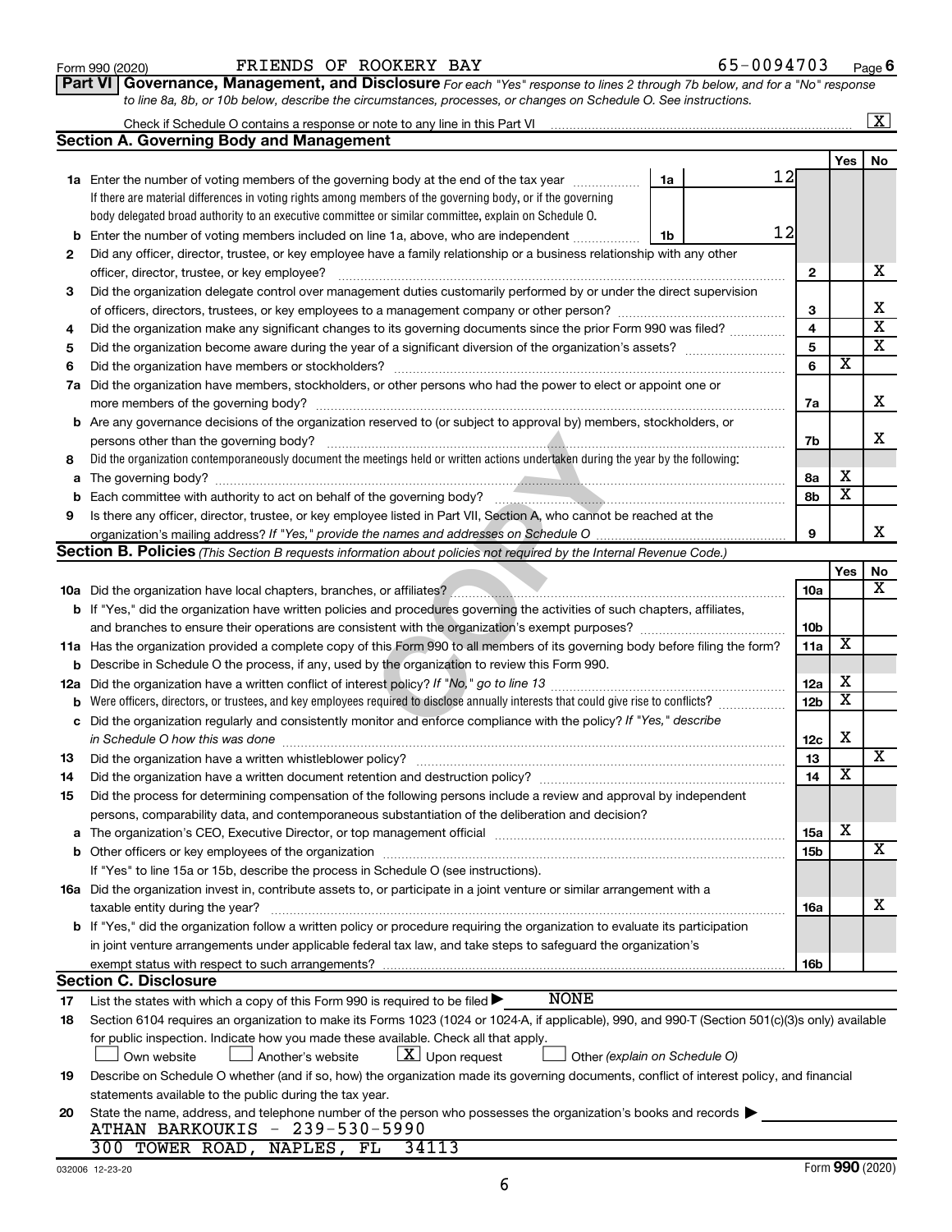Form 990 (2020) FRIENDS OF ROOKERY BAY 65-0094703 Page 6

**Part VI Governance, Management, and Disclosure** *For each "Yes" response to lines 2 through 7b below, and for a "No" response to line 8a, 8b, or 10b below, describe the circumstances, processes, or changes on Schedule O. See instructions.*

Check if Schedule O contains a response or note to any line in this Part VI ..... [X]

## Section A. Governing Body and Management

| | | | | | Yes | No |
|---|---|---|---|---|---|---|
| **1a** | Enter the number of voting members of the governing body at the end of the tax year. If there are material differences in voting rights among members of the governing body, or if the governing body delegated broad authority to an executive committee or similar committee, explain on Schedule O. | 1a | 12 | | | |
| **b** | Enter the number of voting members included on line 1a, above, who are independent | 1b | 12 | | | |
| **2** | Did any officer, director, trustee, or key employee have a family relationship or a business relationship with any other officer, director, trustee, or key employee? | | | 2 | | X |
| **3** | Did the organization delegate control over management duties customarily performed by or under the direct supervision of officers, directors, trustees, or key employees to a management company or other person? | | | 3 | | X |
| **4** | Did the organization make any significant changes to its governing documents since the prior Form 990 was filed? | | | 4 | | X |
| **5** | Did the organization become aware during the year of a significant diversion of the organization's assets? | | | 5 | | X |
| **6** | Did the organization have members or stockholders? | | | 6 | X | |
| **7a** | Did the organization have members, stockholders, or other persons who had the power to elect or appoint one or more members of the governing body? | | | 7a | | X |
| **b** | Are any governance decisions of the organization reserved to (or subject to approval by) members, stockholders, or persons other than the governing body? | | | 7b | | X |
| **8** | Did the organization contemporaneously document the meetings held or written actions undertaken during the year by the following: | | | | | |
| **a** | The governing body? | | | 8a | X | |
| **b** | Each committee with authority to act on behalf of the governing body? | | | 8b | X | |
| **9** | Is there any officer, director, trustee, or key employee listed in Part VII, Section A, who cannot be reached at the organization's mailing address? *If "Yes," provide the names and addresses on Schedule O* | | | 9 | | X |

## Section B. Policies *(This Section B requests information about policies not required by the Internal Revenue Code.)*

| | | | Yes | No |
|---|---|---|---|---|
| **10a** | Did the organization have local chapters, branches, or affiliates? | 10a | | X |
| **b** | If "Yes," did the organization have written policies and procedures governing the activities of such chapters, affiliates, and branches to ensure their operations are consistent with the organization's exempt purposes? | 10b | | |
| **11a** | Has the organization provided a complete copy of this Form 990 to all members of its governing body before filing the form? | 11a | X | |
| **b** | Describe in Schedule O the process, if any, used by the organization to review this Form 990. | | | |
| **12a** | Did the organization have a written conflict of interest policy? *If "No," go to line 13* | 12a | X | |
| **b** | Were officers, directors, or trustees, and key employees required to disclose annually interests that could give rise to conflicts? | 12b | X | |
| **c** | Did the organization regularly and consistently monitor and enforce compliance with the policy? *If "Yes," describe in Schedule O how this was done* | 12c | X | |
| **13** | Did the organization have a written whistleblower policy? | 13 | | X |
| **14** | Did the organization have a written document retention and destruction policy? | 14 | X | |
| **15** | Did the process for determining compensation of the following persons include a review and approval by independent persons, comparability data, and contemporaneous substantiation of the deliberation and decision? | | | |
| **a** | The organization's CEO, Executive Director, or top management official | 15a | X | |
| **b** | Other officers or key employees of the organization | 15b | | X |
| | If "Yes" to line 15a or 15b, describe the process in Schedule O (see instructions). | | | |
| **16a** | Did the organization invest in, contribute assets to, or participate in a joint venture or similar arrangement with a taxable entity during the year? | 16a | | X |
| **b** | If "Yes," did the organization follow a written policy or procedure requiring the organization to evaluate its participation in joint venture arrangements under applicable federal tax law, and take steps to safeguard the organization's exempt status with respect to such arrangements? | 16b | | |

## Section C. Disclosure

**17** List the states with which a copy of this Form 990 is required to be filed ▶ NONE

**18** Section 6104 requires an organization to make its Forms 1023 (1024 or 1024-A, if applicable), 990, and 990-T (Section 501(c)(3)s only) available for public inspection. Indicate how you made these available. Check all that apply.

[ ] Own website [ ] Another's website [X] Upon request [ ] Other *(explain on Schedule O)*

**19** Describe on Schedule O whether (and if so, how) the organization made its governing documents, conflict of interest policy, and financial statements available to the public during the tax year.

**20** State the name, address, and telephone number of the person who possesses the organization's books and records ▶

ATHAN BARKOUKIS - 239-530-5990
300 TOWER ROAD, NAPLES, FL 34113

032006 12-23-20 Form **990** (2020)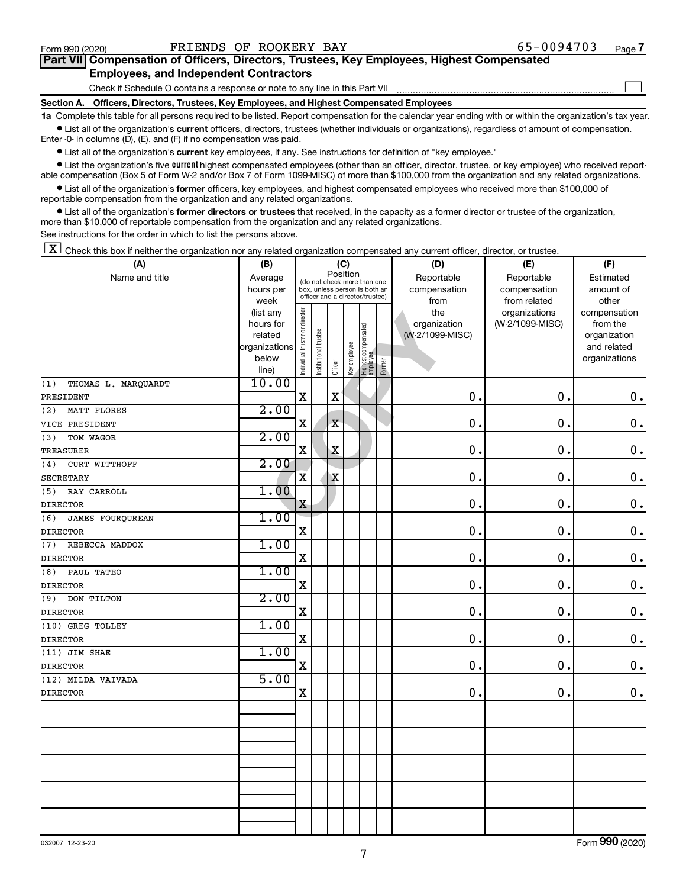Form 990 (2020) FRIENDS OF ROOKERY BAY 65-0094703

## Part VII Compensation of Officers, Directors, Trustees, Key Employees, Highest Compensated Employees, and Independent Contractors

Check if Schedule O contains a response or note to any line in this Part VII ☐

### Section A. Officers, Directors, Trustees, Key Employees, and Highest Compensated Employees

**1a** Complete this table for all persons required to be listed. Report compensation for the calendar year ending with or within the organization's tax year.

- List all of the organization's **current** officers, directors, trustees (whether individuals or organizations), regardless of amount of compensation. Enter -0- in columns (D), (E), and (F) if no compensation was paid.
- List all of the organization's **current** key employees, if any. See instructions for definition of "key employee."
- List the organization's five **current** highest compensated employees (other than an officer, director, trustee, or key employee) who received reportable compensation (Box 5 of Form W-2 and/or Box 7 of Form 1099-MISC) of more than $100,000 from the organization and any related organizations.
- List all of the organization's **former** officers, key employees, and highest compensated employees who received more than $100,000 of reportable compensation from the organization and any related organizations.
- List all of the organization's **former directors or trustees** that received, in the capacity as a former director or trustee of the organization, more than $10,000 of reportable compensation from the organization and any related organizations.

See instructions for the order in which to list the persons above.

☒ Check this box if neither the organization nor any related organization compensated any current officer, director, or trustee.

| (A) Name and title | (B) Average hours per week (list any hours for related organizations below line) | (C) Position: Individual trustee or director | Institutional trustee | Officer | Key employee | Highest compensated employee | Former | (D) Reportable compensation from the organization (W-2/1099-MISC) | (E) Reportable compensation from related organizations (W-2/1099-MISC) | (F) Estimated amount of other compensation from the organization and related organizations |
|---|---|---|---|---|---|---|---|---|---|---|
| (1) THOMAS L. MARQUARDT<br>PRESIDENT | 10.00 | X | | X | | | | 0. | 0. | 0. |
| (2) MATT FLORES<br>VICE PRESIDENT | 2.00 | X | | X | | | | 0. | 0. | 0. |
| (3) TOM WAGOR<br>TREASURER | 2.00 | X | | X | | | | 0. | 0. | 0. |
| (4) CURT WITTHOFF<br>SECRETARY | 2.00 | X | | X | | | | 0. | 0. | 0. |
| (5) RAY CARROLL<br>DIRECTOR | 1.00 | X | | | | | | 0. | 0. | 0. |
| (6) JAMES FOURQUREAN<br>DIRECTOR | 1.00 | X | | | | | | 0. | 0. | 0. |
| (7) REBECCA MADDOX<br>DIRECTOR | 1.00 | X | | | | | | 0. | 0. | 0. |
| (8) PAUL TATEO<br>DIRECTOR | 1.00 | X | | | | | | 0. | 0. | 0. |
| (9) DON TILTON<br>DIRECTOR | 2.00 | X | | | | | | 0. | 0. | 0. |
| (10) GREG TOLLEY<br>DIRECTOR | 1.00 | X | | | | | | 0. | 0. | 0. |
| (11) JIM SHAE<br>DIRECTOR | 1.00 | X | | | | | | 0. | 0. | 0. |
| (12) MILDA VAIVADA<br>DIRECTOR | 5.00 | X | | | | | | 0. | 0. | 0. |

032007 12-23-20

Form **990** (2020)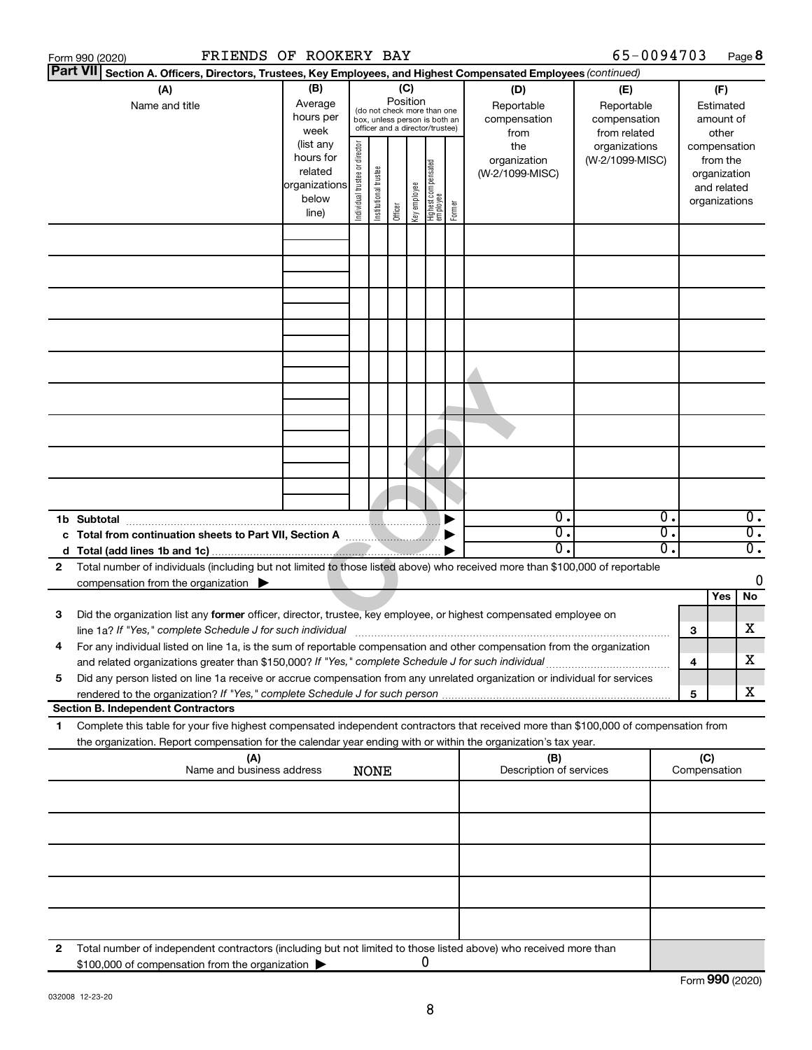Form 990 (2020) FRIENDS OF ROOKERY BAY 65-0094703 Page 8

**Part VII Section A. Officers, Directors, Trustees, Key Employees, and Highest Compensated Employees** *(continued)*

| (A) Name and title | (B) Average hours per week (list any hours for related organizations below line) | (C) Position (do not check more than one box, unless person is both an officer and a director/trustee): Individual trustee or director | Institutional trustee | Officer | Key employee | Highest compensated employee | Former | (D) Reportable compensation from the organization (W-2/1099-MISC) | (E) Reportable compensation from related organizations (W-2/1099-MISC) | (F) Estimated amount of other compensation from the organization and related organizations |
|---|---|---|---|---|---|---|---|---|---|---|
| | | | | | | | | | | |
| | | | | | | | | | | |
| | | | | | | | | | | |
| | | | | | | | | | | |
| | | | | | | | | | | |
| | | | | | | | | | | |
| | | | | | | | | | | |
| | | | | | | | | | | |
| | | | | | | | | | | |
| **1b Subtotal** | | | | | | | | 0. | 0. | 0. |
| **c Total from continuation sheets to Part VII, Section A** | | | | | | | | 0. | 0. | 0. |
| **d Total (add lines 1b and 1c)** | | | | | | | | 0. | 0. | 0. |

2 Total number of individuals (including but not limited to those listed above) who received more than $100,000 of reportable compensation from the organization ▶ 0

| | | Yes | No |
|---|---|---|---|
| 3 Did the organization list any **former** officer, director, trustee, key employee, or highest compensated employee on line 1a? *If "Yes," complete Schedule J for such individual* | 3 | | X |
| 4 For any individual listed on line 1a, is the sum of reportable compensation and other compensation from the organization and related organizations greater than $150,000? *If "Yes," complete Schedule J for such individual* | 4 | | X |
| 5 Did any person listed on line 1a receive or accrue compensation from any unrelated organization or individual for services rendered to the organization? *If "Yes," complete Schedule J for such person* | 5 | | X |

**Section B. Independent Contractors**

1 Complete this table for your five highest compensated independent contractors that received more than $100,000 of compensation from the organization. Report compensation for the calendar year ending with or within the organization's tax year.

| (A) Name and business address | (B) Description of services | (C) Compensation |
|---|---|---|
| NONE | | |
| | | |
| | | |
| | | |
| | | |

2 Total number of independent contractors (including but not limited to those listed above) who received more than $100,000 of compensation from the organization ▶ 0

Form **990** (2020)

032008 12-23-20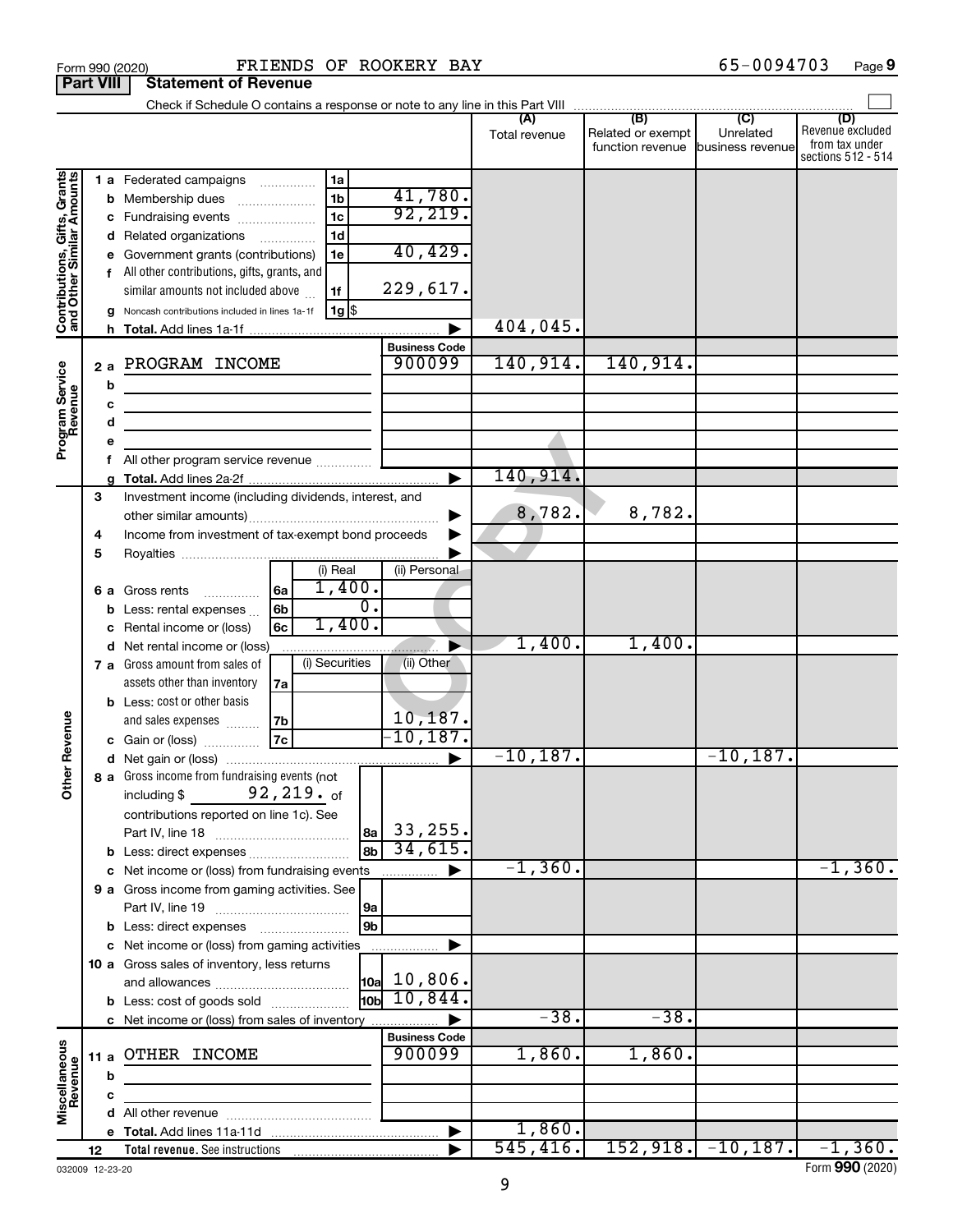Form 990 (2020) FRIENDS OF ROOKERY BAY 65-0094703 Page 9

**Part VIII Statement of Revenue**

Check if Schedule O contains a response or note to any line in this Part VIII

| | | | | (A) Total revenue | (B) Related or exempt function revenue | (C) Unrelated business revenue | (D) Revenue excluded from tax under sections 512 - 514 |
|---|---|---|---|---|---|---|---|
| **Contributions, Gifts, Grants and Other Similar Amounts** | 1a Federated campaigns | 1a | | | | | |
| | b Membership dues | 1b | 41,780. | | | | |
| | c Fundraising events | 1c | 92,219. | | | | |
| | d Related organizations | 1d | | | | | |
| | e Government grants (contributions) | 1e | 40,429. | | | | |
| | f All other contributions, gifts, grants, and similar amounts not included above | 1f | 229,617. | | | | |
| | g Noncash contributions included in lines 1a-1f | 1g | $ | | | | |
| | h Total. Add lines 1a-1f | | | 404,045. | | | |
| | | | **Business Code** | | | | |
| **Program Service Revenue** | 2a PROGRAM INCOME | | 900099 | 140,914. | 140,914. | | |
| | b | | | | | | |
| | c | | | | | | |
| | d | | | | | | |
| | e | | | | | | |
| | f All other program service revenue | | | | | | |
| | g Total. Add lines 2a-2f | | | 140,914. | | | |
| | 3 Investment income (including dividends, interest, and other similar amounts) | | | 8,782. | 8,782. | | |
| | 4 Income from investment of tax-exempt bond proceeds | | | | | | |
| | 5 Royalties | | | | | | |
| | | | (i) Real / (ii) Personal | | | | |
| | 6a Gross rents | 6a | 1,400. | | | | |
| | b Less: rental expenses | 6b | 0. | | | | |
| | c Rental income or (loss) | 6c | 1,400. | | | | |
| | d Net rental income or (loss) | | | 1,400. | 1,400. | | |
| | | | (i) Securities / (ii) Other | | | | |
| | 7a Gross amount from sales of assets other than inventory | 7a | | | | | |
| | b Less: cost or other basis and sales expenses | 7b | (ii) 10,187. | | | | |
| | c Gain or (loss) | 7c | (ii) -10,187. | | | | |
| **Other Revenue** | d Net gain or (loss) | | | -10,187. | | -10,187. | |
| | 8a Gross income from fundraising events (not including $ 92,219. of contributions reported on line 1c). See Part IV, line 18 | 8a | 33,255. | | | | |
| | b Less: direct expenses | 8b | 34,615. | | | | |
| | c Net income or (loss) from fundraising events | | | -1,360. | | | -1,360. |
| | 9a Gross income from gaming activities. See Part IV, line 19 | 9a | | | | | |
| | b Less: direct expenses | 9b | | | | | |
| | c Net income or (loss) from gaming activities | | | | | | |
| | 10a Gross sales of inventory, less returns and allowances | 10a | 10,806. | | | | |
| | b Less: cost of goods sold | 10b | 10,844. | | | | |
| | c Net income or (loss) from sales of inventory | | | -38. | -38. | | |
| | | | **Business Code** | | | | |
| **Miscellaneous Revenue** | 11a OTHER INCOME | | 900099 | 1,860. | 1,860. | | |
| | b | | | | | | |
| | c | | | | | | |
| | d All other revenue | | | | | | |
| | e Total. Add lines 11a-11d | | | 1,860. | | | |
| | 12 Total revenue. See instructions | | | 545,416. | 152,918. | -10,187. | -1,360. |

032009 12-23-20 Form **990** (2020)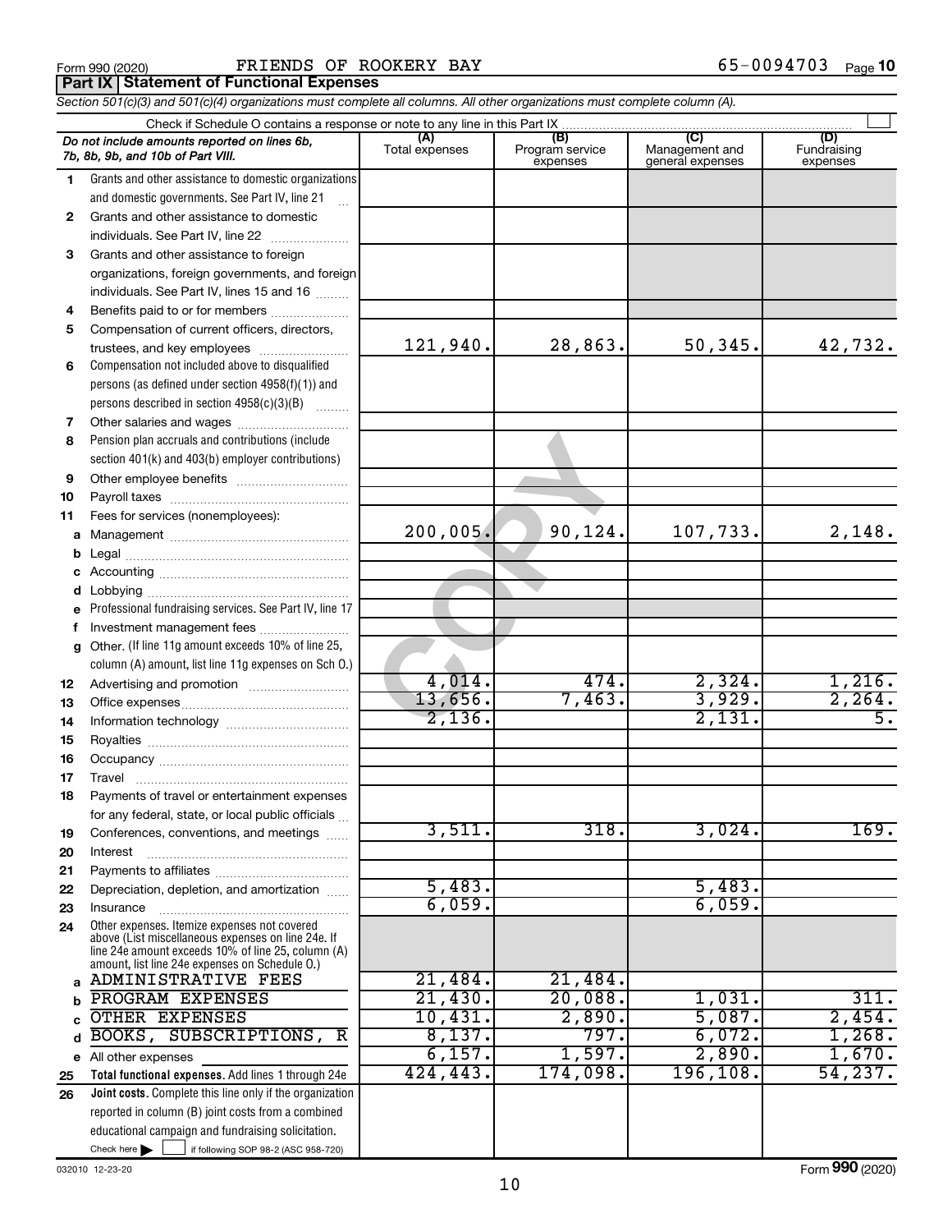Form 990 (2020) FRIENDS OF ROOKERY BAY 65-0094703 Page **10**

## Part IX Statement of Functional Expenses

*Section 501(c)(3) and 501(c)(4) organizations must complete all columns. All other organizations must complete column (A).*

Check if Schedule O contains a response or note to any line in this Part IX

| *Do not include amounts reported on lines 6b, 7b, 8b, 9b, and 10b of Part VIII.* | (A) Total expenses | (B) Program service expenses | (C) Management and general expenses | (D) Fundraising expenses |
|---|---|---|---|---|
| **1** Grants and other assistance to domestic organizations and domestic governments. See Part IV, line 21 | | | | |
| **2** Grants and other assistance to domestic individuals. See Part IV, line 22 | | | | |
| **3** Grants and other assistance to foreign organizations, foreign governments, and foreign individuals. See Part IV, lines 15 and 16 | | | | |
| **4** Benefits paid to or for members | | | | |
| **5** Compensation of current officers, directors, trustees, and key employees | 121,940. | 28,863. | 50,345. | 42,732. |
| **6** Compensation not included above to disqualified persons (as defined under section 4958(f)(1)) and persons described in section 4958(c)(3)(B) | | | | |
| **7** Other salaries and wages | | | | |
| **8** Pension plan accruals and contributions (include section 401(k) and 403(b) employer contributions) | | | | |
| **9** Other employee benefits | | | | |
| **10** Payroll taxes | | | | |
| **11** Fees for services (nonemployees): | | | | |
| **a** Management | 200,005. | 90,124. | 107,733. | 2,148. |
| **b** Legal | | | | |
| **c** Accounting | | | | |
| **d** Lobbying | | | | |
| **e** Professional fundraising services. See Part IV, line 17 | | | | |
| **f** Investment management fees | | | | |
| **g** Other. (If line 11g amount exceeds 10% of line 25, column (A) amount, list line 11g expenses on Sch O.) | | | | |
| **12** Advertising and promotion | 4,014. | 474. | 2,324. | 1,216. |
| **13** Office expenses | 13,656. | 7,463. | 3,929. | 2,264. |
| **14** Information technology | 2,136. | | 2,131. | 5. |
| **15** Royalties | | | | |
| **16** Occupancy | | | | |
| **17** Travel | | | | |
| **18** Payments of travel or entertainment expenses for any federal, state, or local public officials | | | | |
| **19** Conferences, conventions, and meetings | 3,511. | 318. | 3,024. | 169. |
| **20** Interest | | | | |
| **21** Payments to affiliates | | | | |
| **22** Depreciation, depletion, and amortization | 5,483. | | 5,483. | |
| **23** Insurance | 6,059. | | 6,059. | |
| **24** Other expenses. Itemize expenses not covered above (List miscellaneous expenses on line 24e. If line 24e amount exceeds 10% of line 25, column (A) amount, list line 24e expenses on Schedule O.) | | | | |
| **a** ADMINISTRATIVE FEES | 21,484. | 21,484. | | |
| **b** PROGRAM EXPENSES | 21,430. | 20,088. | 1,031. | 311. |
| **c** OTHER EXPENSES | 10,431. | 2,890. | 5,087. | 2,454. |
| **d** BOOKS, SUBSCRIPTIONS, R | 8,137. | 797. | 6,072. | 1,268. |
| **e** All other expenses | 6,157. | 1,597. | 2,890. | 1,670. |
| **25** **Total functional expenses.** Add lines 1 through 24e | 424,443. | 174,098. | 196,108. | 54,237. |
| **26** **Joint costs.** Complete this line only if the organization reported in column (B) joint costs from a combined educational campaign and fundraising solicitation. Check here ☐ if following SOP 98-2 (ASC 958-720) | | | | |

032010 12-23-20 Form **990** (2020)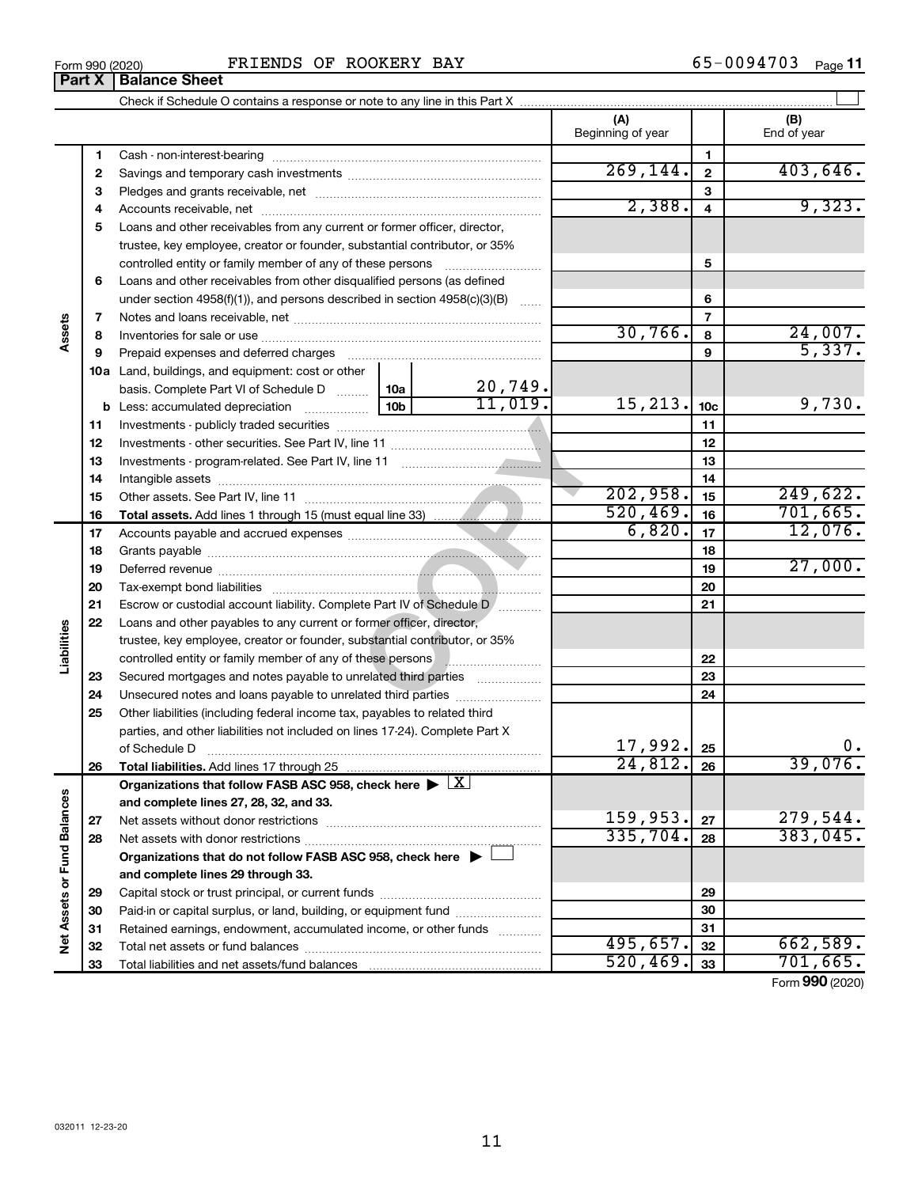Form 990 (2020) FRIENDS OF ROOKERY BAY 65-0094703 Page **11**

**Part X | Balance Sheet**

Check if Schedule O contains a response or note to any line in this Part X ☐

| | | | | (A) Beginning of year | | (B) End of year |
|---|---|---|---|---|---|---|
| **Assets** | 1 | Cash - non-interest-bearing | | | 1 | |
| | 2 | Savings and temporary cash investments | | 269,144. | 2 | 403,646. |
| | 3 | Pledges and grants receivable, net | | | 3 | |
| | 4 | Accounts receivable, net | | 2,388. | 4 | 9,323. |
| | 5 | Loans and other receivables from any current or former officer, director, trustee, key employee, creator or founder, substantial contributor, or 35% controlled entity or family member of any of these persons | | | 5 | |
| | 6 | Loans and other receivables from other disqualified persons (as defined under section 4958(f)(1)), and persons described in section 4958(c)(3)(B) | | | 6 | |
| | 7 | Notes and loans receivable, net | | | 7 | |
| | 8 | Inventories for sale or use | | 30,766. | 8 | 24,007. |
| | 9 | Prepaid expenses and deferred charges | | | 9 | 5,337. |
| | 10a | Land, buildings, and equipment: cost or other basis. Complete Part VI of Schedule D | 10a 20,749. | | | |
| | b | Less: accumulated depreciation | 10b 11,019. | 15,213. | 10c | 9,730. |
| | 11 | Investments - publicly traded securities | | | 11 | |
| | 12 | Investments - other securities. See Part IV, line 11 | | | 12 | |
| | 13 | Investments - program-related. See Part IV, line 11 | | | 13 | |
| | 14 | Intangible assets | | | 14 | |
| | 15 | Other assets. See Part IV, line 11 | | 202,958. | 15 | 249,622. |
| | 16 | **Total assets.** Add lines 1 through 15 (must equal line 33) | | 520,469. | 16 | 701,665. |
| **Liabilities** | 17 | Accounts payable and accrued expenses | | 6,820. | 17 | 12,076. |
| | 18 | Grants payable | | | 18 | |
| | 19 | Deferred revenue | | | 19 | 27,000. |
| | 20 | Tax-exempt bond liabilities | | | 20 | |
| | 21 | Escrow or custodial account liability. Complete Part IV of Schedule D | | | 21 | |
| | 22 | Loans and other payables to any current or former officer, director, trustee, key employee, creator or founder, substantial contributor, or 35% controlled entity or family member of any of these persons | | | 22 | |
| | 23 | Secured mortgages and notes payable to unrelated third parties | | | 23 | |
| | 24 | Unsecured notes and loans payable to unrelated third parties | | | 24 | |
| | 25 | Other liabilities (including federal income tax, payables to related third parties, and other liabilities not included on lines 17-24). Complete Part X of Schedule D | | 17,992. | 25 | 0. |
| | 26 | **Total liabilities.** Add lines 17 through 25 | | 24,812. | 26 | 39,076. |
| **Net Assets or Fund Balances** | | **Organizations that follow FASB ASC 958, check here ▶ ☒ and complete lines 27, 28, 32, and 33.** | | | | |
| | 27 | Net assets without donor restrictions | | 159,953. | 27 | 279,544. |
| | 28 | Net assets with donor restrictions | | 335,704. | 28 | 383,045. |
| | | **Organizations that do not follow FASB ASC 958, check here ▶ ☐ and complete lines 29 through 33.** | | | | |
| | 29 | Capital stock or trust principal, or current funds | | | 29 | |
| | 30 | Paid-in or capital surplus, or land, building, or equipment fund | | | 30 | |
| | 31 | Retained earnings, endowment, accumulated income, or other funds | | | 31 | |
| | 32 | Total net assets or fund balances | | 495,657. | 32 | 662,589. |
| | 33 | Total liabilities and net assets/fund balances | | 520,469. | 33 | 701,665. |

Form **990** (2020)

032011 12-23-20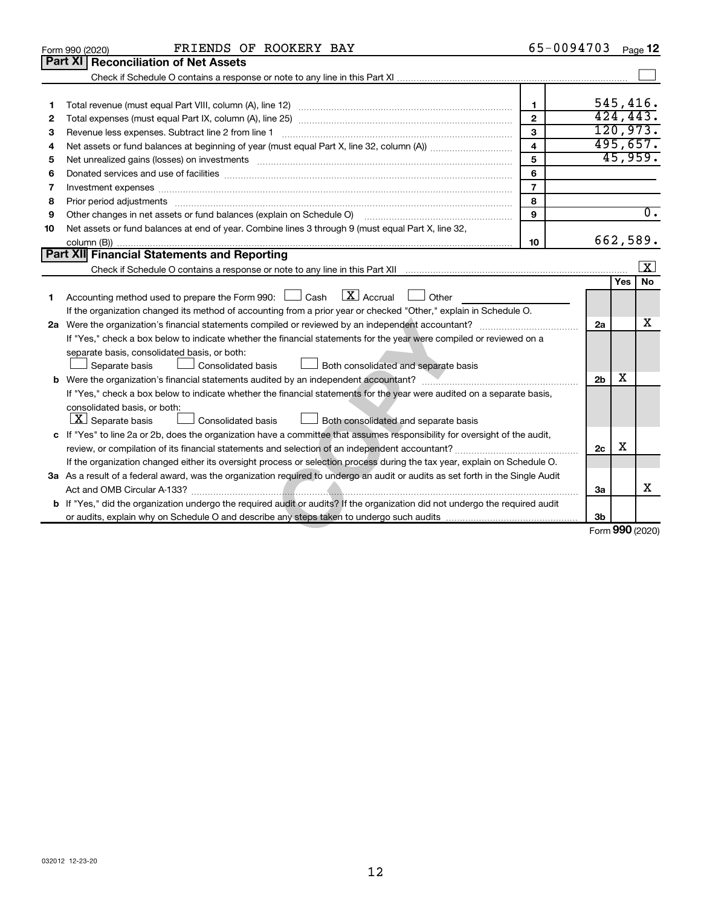Form 990 (2020) FRIENDS OF ROOKERY BAY 65-0094703 Page **12**

## Part XI Reconciliation of Net Assets

Check if Schedule O contains a response or note to any line in this Part XI ☐

| | | | |
|---|---|---|---|
| 1 | Total revenue (must equal Part VIII, column (A), line 12) | 1 | 545,416. |
| 2 | Total expenses (must equal Part IX, column (A), line 25) | 2 | 424,443. |
| 3 | Revenue less expenses. Subtract line 2 from line 1 | 3 | 120,973. |
| 4 | Net assets or fund balances at beginning of year (must equal Part X, line 32, column (A)) | 4 | 495,657. |
| 5 | Net unrealized gains (losses) on investments | 5 | 45,959. |
| 6 | Donated services and use of facilities | 6 | |
| 7 | Investment expenses | 7 | |
| 8 | Prior period adjustments | 8 | |
| 9 | Other changes in net assets or fund balances (explain on Schedule O) | 9 | 0. |
| 10 | Net assets or fund balances at end of year. Combine lines 3 through 9 (must equal Part X, line 32, column (B)) | 10 | 662,589. |

## Part XII Financial Statements and Reporting

Check if Schedule O contains a response or note to any line in this Part XII ☒

| | | | Yes | No |
|---|---|---|---|---|
| 1 | Accounting method used to prepare the Form 990: ☐ Cash ☒ Accrual ☐ Other<br>If the organization changed its method of accounting from a prior year or checked "Other," explain in Schedule O. | | | |
| 2a | Were the organization's financial statements compiled or reviewed by an independent accountant? | 2a | | X |
| | If "Yes," check a box below to indicate whether the financial statements for the year were compiled or reviewed on a separate basis, consolidated basis, or both:<br>☐ Separate basis ☐ Consolidated basis ☐ Both consolidated and separate basis | | | |
| b | Were the organization's financial statements audited by an independent accountant? | 2b | X | |
| | If "Yes," check a box below to indicate whether the financial statements for the year were audited on a separate basis, consolidated basis, or both:<br>☒ Separate basis ☐ Consolidated basis ☐ Both consolidated and separate basis | | | |
| c | If "Yes" to line 2a or 2b, does the organization have a committee that assumes responsibility for oversight of the audit, review, or compilation of its financial statements and selection of an independent accountant? | 2c | X | |
| | If the organization changed either its oversight process or selection process during the tax year, explain on Schedule O. | | | |
| 3a | As a result of a federal award, was the organization required to undergo an audit or audits as set forth in the Single Audit Act and OMB Circular A-133? | 3a | | X |
| b | If "Yes," did the organization undergo the required audit or audits? If the organization did not undergo the required audit or audits, explain why on Schedule O and describe any steps taken to undergo such audits | 3b | | |

Form **990** (2020)

032012 12-23-20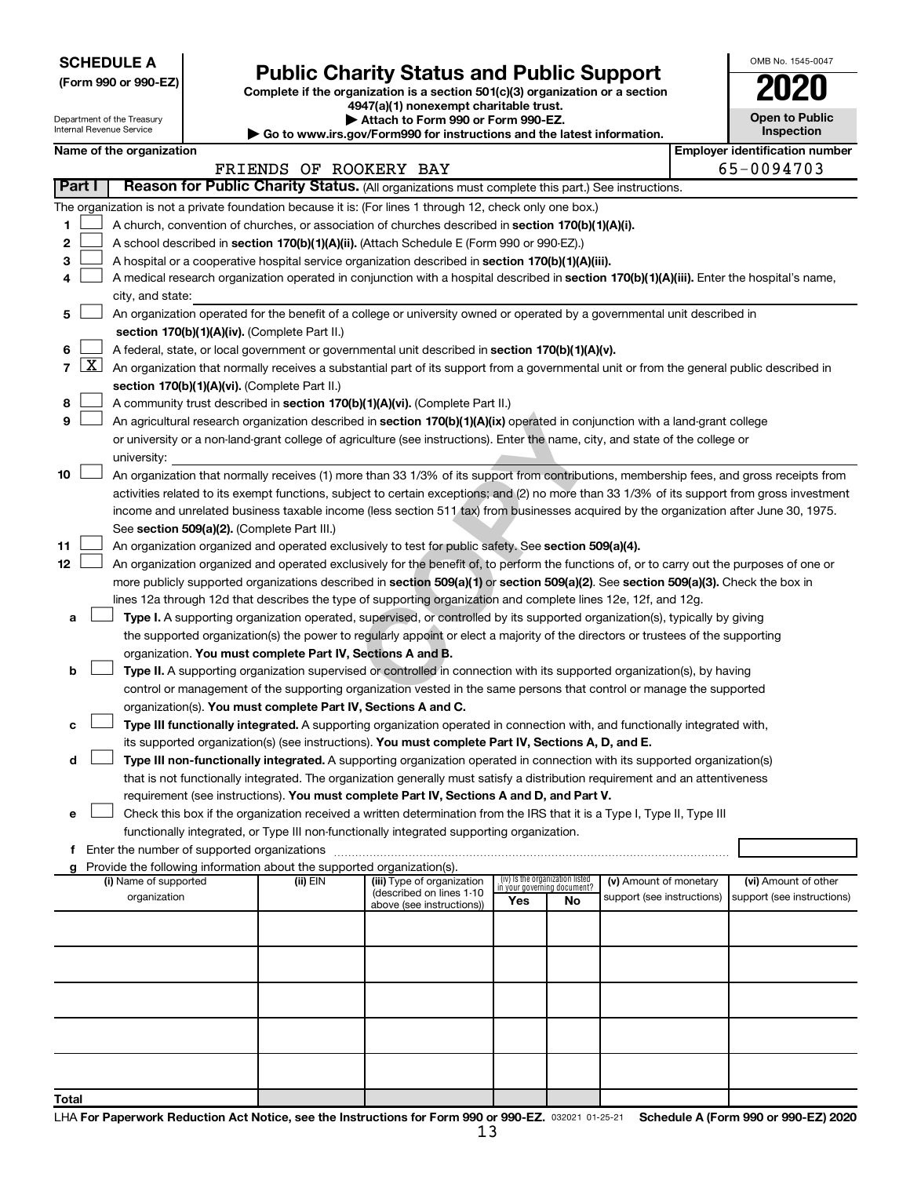**SCHEDULE A**
**(Form 990 or 990-EZ)**

Department of the Treasury
Internal Revenue Service

# Public Charity Status and Public Support

**Complete if the organization is a section 501(c)(3) organization or a section 4947(a)(1) nonexempt charitable trust.**
**▶ Attach to Form 990 or Form 990-EZ.**
**▶ Go to www.irs.gov/Form990 for instructions and the latest information.**

OMB No. 1545-0047

**2020**

**Open to Public Inspection**

**Name of the organization:** FRIENDS OF ROOKERY BAY

**Employer identification number:** 65-0094703

## Part I — Reason for Public Charity Status. (All organizations must complete this part.) See instructions.

The organization is not a private foundation because it is: (For lines 1 through 12, check only one box.)

1. [ ] A church, convention of churches, or association of churches described in **section 170(b)(1)(A)(i).**
2. [ ] A school described in **section 170(b)(1)(A)(ii).** (Attach Schedule E (Form 990 or 990-EZ).)
3. [ ] A hospital or a cooperative hospital service organization described in **section 170(b)(1)(A)(iii).**
4. [ ] A medical research organization operated in conjunction with a hospital described in **section 170(b)(1)(A)(iii).** Enter the hospital's name, city, and state: ______
5. [ ] An organization operated for the benefit of a college or university owned or operated by a governmental unit described in **section 170(b)(1)(A)(iv).** (Complete Part II.)
6. [ ] A federal, state, or local government or governmental unit described in **section 170(b)(1)(A)(v).**
7. [X] An organization that normally receives a substantial part of its support from a governmental unit or from the general public described in **section 170(b)(1)(A)(vi).** (Complete Part II.)
8. [ ] A community trust described in **section 170(b)(1)(A)(vi).** (Complete Part II.)
9. [ ] An agricultural research organization described in **section 170(b)(1)(A)(ix)** operated in conjunction with a land-grant college or university or a non-land-grant college of agriculture (see instructions). Enter the name, city, and state of the college or university: ______
10. [ ] An organization that normally receives (1) more than 33 1/3% of its support from contributions, membership fees, and gross receipts from activities related to its exempt functions, subject to certain exceptions; and (2) no more than 33 1/3% of its support from gross investment income and unrelated business taxable income (less section 511 tax) from businesses acquired by the organization after June 30, 1975. See **section 509(a)(2).** (Complete Part III.)
11. [ ] An organization organized and operated exclusively to test for public safety. See **section 509(a)(4).**
12. [ ] An organization organized and operated exclusively for the benefit of, to perform the functions of, or to carry out the purposes of one or more publicly supported organizations described in **section 509(a)(1)** or **section 509(a)(2).** See **section 509(a)(3).** Check the box in lines 12a through 12d that describes the type of supporting organization and complete lines 12e, 12f, and 12g.

   a. [ ] **Type I.** A supporting organization operated, supervised, or controlled by its supported organization(s), typically by giving the supported organization(s) the power to regularly appoint or elect a majority of the directors or trustees of the supporting organization. **You must complete Part IV, Sections A and B.**

   b. [ ] **Type II.** A supporting organization supervised or controlled in connection with its supported organization(s), by having control or management of the supporting organization vested in the same persons that control or manage the supported organization(s). **You must complete Part IV, Sections A and C.**

   c. [ ] **Type III functionally integrated.** A supporting organization operated in connection with, and functionally integrated with, its supported organization(s) (see instructions). **You must complete Part IV, Sections A, D, and E.**

   d. [ ] **Type III non-functionally integrated.** A supporting organization operated in connection with its supported organization(s) that is not functionally integrated. The organization generally must satisfy a distribution requirement and an attentiveness requirement (see instructions). **You must complete Part IV, Sections A and D, and Part V.**

   e. [ ] Check this box if the organization received a written determination from the IRS that it is a Type I, Type II, Type III functionally integrated, or Type III non-functionally integrated supporting organization.

   f. Enter the number of supported organizations ______

   g. Provide the following information about the supported organization(s).

| (i) Name of supported organization | (ii) EIN | (iii) Type of organization (described on lines 1-10 above (see instructions)) | (iv) Is the organization listed in your governing document? Yes | No | (v) Amount of monetary support (see instructions) | (vi) Amount of other support (see instructions) |
|---|---|---|---|---|---|---|
| | | | | | | |
| | | | | | | |
| | | | | | | |
| | | | | | | |
| | | | | | | |
| **Total** | | | | | | |

LHA **For Paperwork Reduction Act Notice, see the Instructions for Form 990 or 990-EZ.** 032021 01-25-21 **Schedule A (Form 990 or 990-EZ) 2020**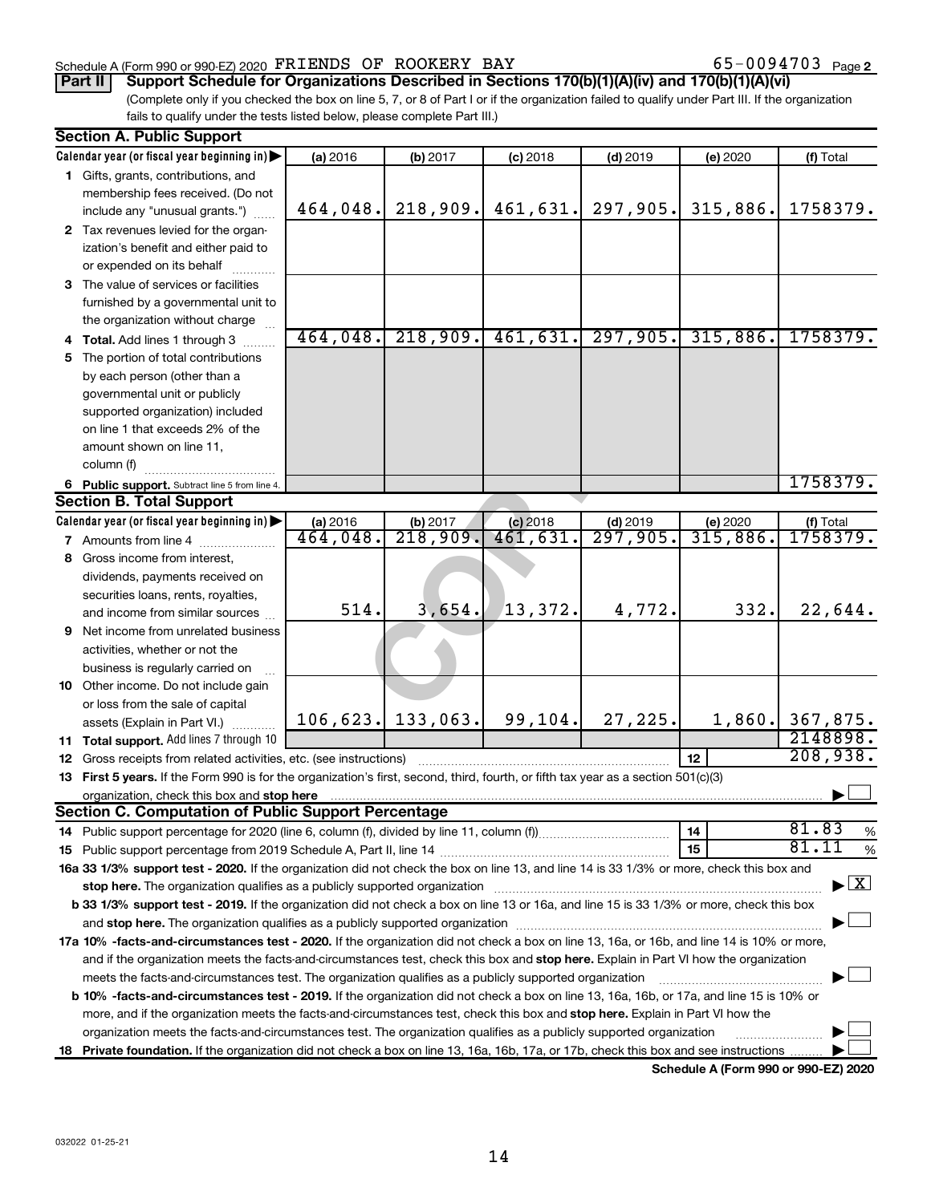Schedule A (Form 990 or 990-EZ) 2020 FRIENDS OF ROOKERY BAY 65-0094703 Page 2

**Part II Support Schedule for Organizations Described in Sections 170(b)(1)(A)(iv) and 170(b)(1)(A)(vi)**

(Complete only if you checked the box on line 5, 7, or 8 of Part I or if the organization failed to qualify under Part III. If the organization fails to qualify under the tests listed below, please complete Part III.)

**Section A. Public Support**

| Calendar year (or fiscal year beginning in) | (a) 2016 | (b) 2017 | (c) 2018 | (d) 2019 | (e) 2020 | (f) Total |
|---|---|---|---|---|---|---|
| 1 Gifts, grants, contributions, and membership fees received. (Do not include any "unusual grants.") | 464,048. | 218,909. | 461,631. | 297,905. | 315,886. | 1758379. |
| 2 Tax revenues levied for the organization's benefit and either paid to or expended on its behalf | | | | | | |
| 3 The value of services or facilities furnished by a governmental unit to the organization without charge | | | | | | |
| 4 Total. Add lines 1 through 3 | 464,048. | 218,909. | 461,631. | 297,905. | 315,886. | 1758379. |
| 5 The portion of total contributions by each person (other than a governmental unit or publicly supported organization) included on line 1 that exceeds 2% of the amount shown on line 11, column (f) | | | | | | |
| 6 Public support. Subtract line 5 from line 4. | | | | | | 1758379. |

**Section B. Total Support**

| Calendar year (or fiscal year beginning in) | (a) 2016 | (b) 2017 | (c) 2018 | (d) 2019 | (e) 2020 | (f) Total |
|---|---|---|---|---|---|---|
| 7 Amounts from line 4 | 464,048. | 218,909. | 461,631. | 297,905. | 315,886. | 1758379. |
| 8 Gross income from interest, dividends, payments received on securities loans, rents, royalties, and income from similar sources | 514. | 3,654. | 13,372. | 4,772. | 332. | 22,644. |
| 9 Net income from unrelated business activities, whether or not the business is regularly carried on | | | | | | |
| 10 Other income. Do not include gain or loss from the sale of capital assets (Explain in Part VI.) | 106,623. | 133,063. | 99,104. | 27,225. | 1,860. | 367,875. |
| 11 Total support. Add lines 7 through 10 | | | | | | 2148898. |

12 Gross receipts from related activities, etc. (see instructions) — 12 — 208,938.

13 **First 5 years.** If the Form 990 is for the organization's first, second, third, fourth, or fifth tax year as a section 501(c)(3) organization, check this box and **stop here** ☐

**Section C. Computation of Public Support Percentage**

14 Public support percentage for 2020 (line 6, column (f), divided by line 11, column (f)) — 14 — 81.83 %

15 Public support percentage from 2019 Schedule A, Part II, line 14 — 15 — 81.11 %

**16a 33 1/3% support test - 2020.** If the organization did not check the box on line 13, and line 14 is 33 1/3% or more, check this box and **stop here.** The organization qualifies as a publicly supported organization ☒

**b 33 1/3% support test - 2019.** If the organization did not check a box on line 13 or 16a, and line 15 is 33 1/3% or more, check this box and **stop here.** The organization qualifies as a publicly supported organization ☐

**17a 10% -facts-and-circumstances test - 2020.** If the organization did not check a box on line 13, 16a, or 16b, and line 14 is 10% or more, and if the organization meets the facts-and-circumstances test, check this box and **stop here.** Explain in Part VI how the organization meets the facts-and-circumstances test. The organization qualifies as a publicly supported organization ☐

**b 10% -facts-and-circumstances test - 2019.** If the organization did not check a box on line 13, 16a, 16b, or 17a, and line 15 is 10% or more, and if the organization meets the facts-and-circumstances test, check this box and **stop here.** Explain in Part VI how the organization meets the facts-and-circumstances test. The organization qualifies as a publicly supported organization ☐

**18 Private foundation.** If the organization did not check a box on line 13, 16a, 16b, 17a, or 17b, check this box and see instructions ☐

**Schedule A (Form 990 or 990-EZ) 2020**

032022 01-25-21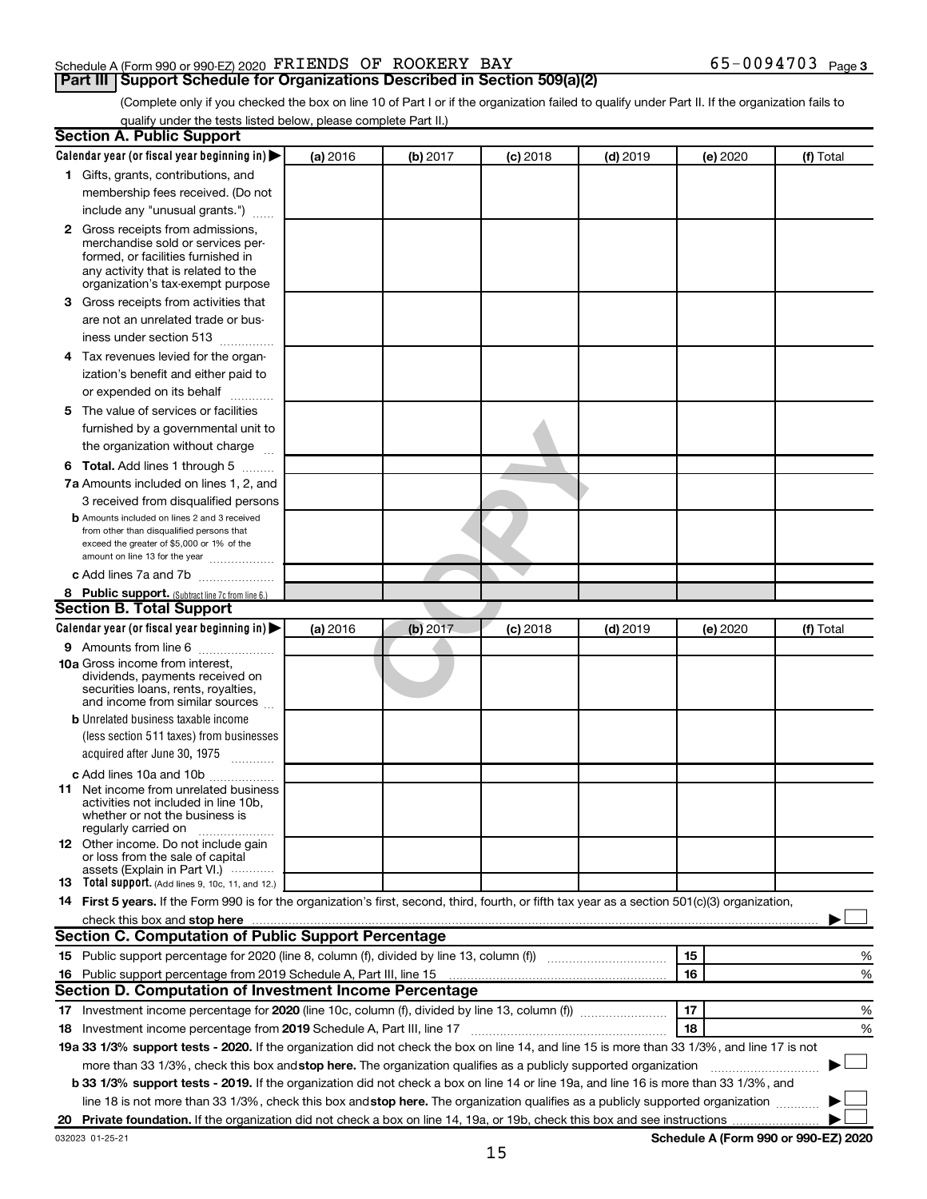Schedule A (Form 990 or 990-EZ) 2020 FRIENDS OF ROOKERY BAY 65-0094703 Page 3

## Part III Support Schedule for Organizations Described in Section 509(a)(2)

(Complete only if you checked the box on line 10 of Part I or if the organization failed to qualify under Part II. If the organization fails to qualify under the tests listed below, please complete Part II.)

### Section A. Public Support

| Calendar year (or fiscal year beginning in) | (a) 2016 | (b) 2017 | (c) 2018 | (d) 2019 | (e) 2020 | (f) Total |
|---|---|---|---|---|---|---|
| 1 Gifts, grants, contributions, and membership fees received. (Do not include any "unusual grants.") | | | | | | |
| 2 Gross receipts from admissions, merchandise sold or services performed, or facilities furnished in any activity that is related to the organization's tax-exempt purpose | | | | | | |
| 3 Gross receipts from activities that are not an unrelated trade or business under section 513 | | | | | | |
| 4 Tax revenues levied for the organization's benefit and either paid to or expended on its behalf | | | | | | |
| 5 The value of services or facilities furnished by a governmental unit to the organization without charge | | | | | | |
| 6 Total. Add lines 1 through 5 | | | | | | |
| 7a Amounts included on lines 1, 2, and 3 received from disqualified persons | | | | | | |
| b Amounts included on lines 2 and 3 received from other than disqualified persons that exceed the greater of $5,000 or 1% of the amount on line 13 for the year | | | | | | |
| c Add lines 7a and 7b | | | | | | |
| 8 Public support. (Subtract line 7c from line 6.) | | | | | | |

### Section B. Total Support

| Calendar year (or fiscal year beginning in) | (a) 2016 | (b) 2017 | (c) 2018 | (d) 2019 | (e) 2020 | (f) Total |
|---|---|---|---|---|---|---|
| 9 Amounts from line 6 | | | | | | |
| 10a Gross income from interest, dividends, payments received on securities loans, rents, royalties, and income from similar sources | | | | | | |
| b Unrelated business taxable income (less section 511 taxes) from businesses acquired after June 30, 1975 | | | | | | |
| c Add lines 10a and 10b | | | | | | |
| 11 Net income from unrelated business activities not included in line 10b, whether or not the business is regularly carried on | | | | | | |
| 12 Other income. Do not include gain or loss from the sale of capital assets (Explain in Part VI.) | | | | | | |
| 13 Total support. (Add lines 9, 10c, 11, and 12.) | | | | | | |

14 **First 5 years.** If the Form 990 is for the organization's first, second, third, fourth, or fifth tax year as a section 501(c)(3) organization, check this box and **stop here** ☐

### Section C. Computation of Public Support Percentage

| | | |
|---|---|---|
| 15 Public support percentage for 2020 (line 8, column (f), divided by line 13, column (f)) | 15 | % |
| 16 Public support percentage from 2019 Schedule A, Part III, line 15 | 16 | % |

### Section D. Computation of Investment Income Percentage

| | | |
|---|---|---|
| 17 Investment income percentage for **2020** (line 10c, column (f), divided by line 13, column (f)) | 17 | % |
| 18 Investment income percentage from **2019** Schedule A, Part III, line 17 | 18 | % |

**19a 33 1/3% support tests - 2020.** If the organization did not check the box on line 14, and line 15 is more than 33 1/3%, and line 17 is not more than 33 1/3%, check this box and **stop here.** The organization qualifies as a publicly supported organization ☐

**b 33 1/3% support tests - 2019.** If the organization did not check a box on line 14 or line 19a, and line 16 is more than 33 1/3%, and line 18 is not more than 33 1/3%, check this box and **stop here.** The organization qualifies as a publicly supported organization ☐

**20 Private foundation.** If the organization did not check a box on line 14, 19a, or 19b, check this box and see instructions ☐

032023 01-25-21 **Schedule A (Form 990 or 990-EZ) 2020**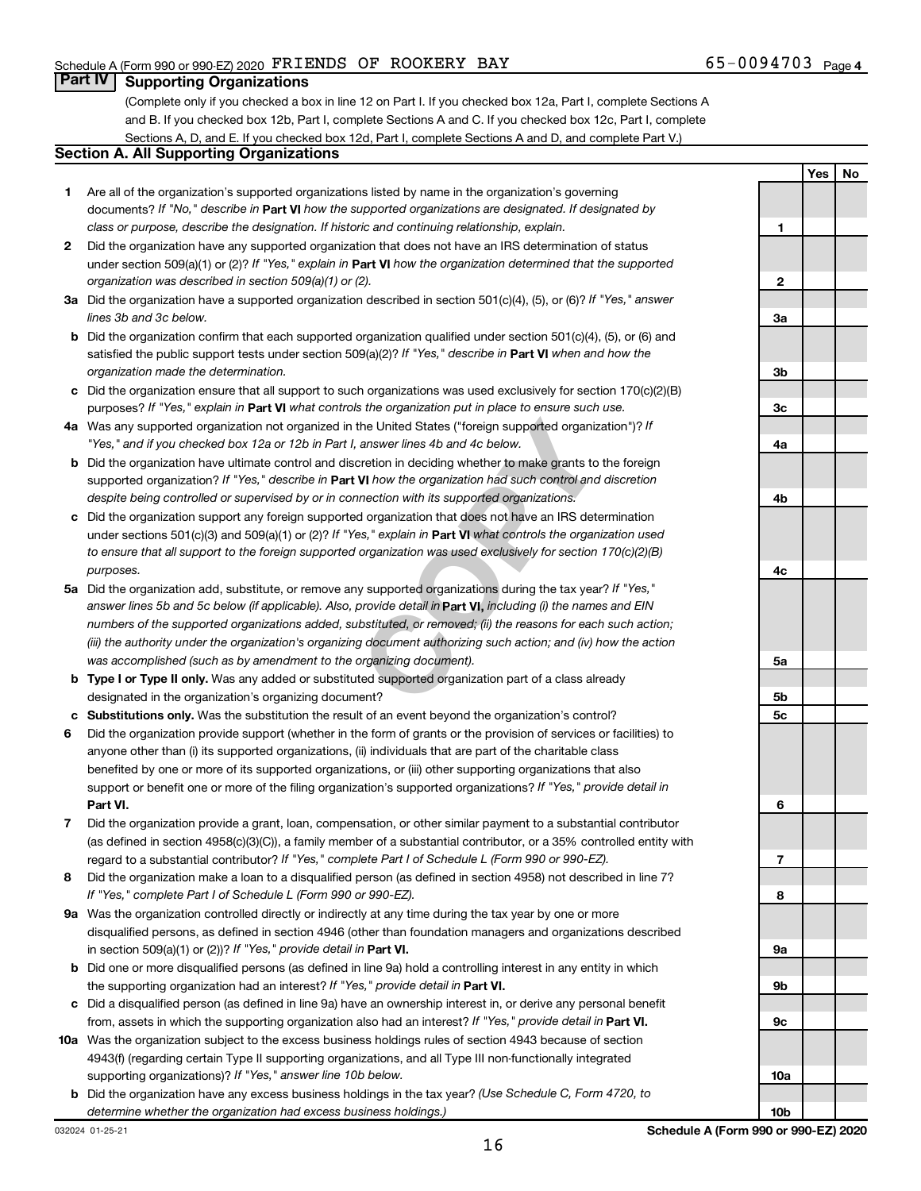Schedule A (Form 990 or 990-EZ) 2020 FRIENDS OF ROOKERY BAY 65-0094703 Page 4

## Part IV Supporting Organizations

(Complete only if you checked a box in line 12 on Part I. If you checked box 12a, Part I, complete Sections A and B. If you checked box 12b, Part I, complete Sections A and C. If you checked box 12c, Part I, complete Sections A, D, and E. If you checked box 12d, Part I, complete Sections A and D, and complete Part V.)

### Section A. All Supporting Organizations

| | | | Yes | No |
|---|---|---|---|---|
| 1 | Are all of the organization's supported organizations listed by name in the organization's governing documents? *If "No," describe in* **Part VI** *how the supported organizations are designated. If designated by class or purpose, describe the designation. If historic and continuing relationship, explain.* | 1 | | |
| 2 | Did the organization have any supported organization that does not have an IRS determination of status under section 509(a)(1) or (2)? *If "Yes," explain in* **Part VI** *how the organization determined that the supported organization was described in section 509(a)(1) or (2).* | 2 | | |
| 3a | Did the organization have a supported organization described in section 501(c)(4), (5), or (6)? *If "Yes," answer lines 3b and 3c below.* | 3a | | |
| b | Did the organization confirm that each supported organization qualified under section 501(c)(4), (5), or (6) and satisfied the public support tests under section 509(a)(2)? *If "Yes," describe in* **Part VI** *when and how the organization made the determination.* | 3b | | |
| c | Did the organization ensure that all support to such organizations was used exclusively for section 170(c)(2)(B) purposes? *If "Yes," explain in* **Part VI** *what controls the organization put in place to ensure such use.* | 3c | | |
| 4a | Was any supported organization not organized in the United States ("foreign supported organization")? *If "Yes," and if you checked box 12a or 12b in Part I, answer lines 4b and 4c below.* | 4a | | |
| b | Did the organization have ultimate control and discretion in deciding whether to make grants to the foreign supported organization? *If "Yes," describe in* **Part VI** *how the organization had such control and discretion despite being controlled or supervised by or in connection with its supported organizations.* | 4b | | |
| c | Did the organization support any foreign supported organization that does not have an IRS determination under sections 501(c)(3) and 509(a)(1) or (2)? *If "Yes," explain in* **Part VI** *what controls the organization used to ensure that all support to the foreign supported organization was used exclusively for section 170(c)(2)(B) purposes.* | 4c | | |
| 5a | Did the organization add, substitute, or remove any supported organizations during the tax year? *If "Yes," answer lines 5b and 5c below (if applicable). Also, provide detail in* **Part VI,** *including (i) the names and EIN numbers of the supported organizations added, substituted, or removed; (ii) the reasons for each such action; (iii) the authority under the organization's organizing document authorizing such action; and (iv) how the action was accomplished (such as by amendment to the organizing document).* | 5a | | |
| b | **Type I or Type II only.** Was any added or substituted supported organization part of a class already designated in the organization's organizing document? | 5b | | |
| c | **Substitutions only.** Was the substitution the result of an event beyond the organization's control? | 5c | | |
| 6 | Did the organization provide support (whether in the form of grants or the provision of services or facilities) to anyone other than (i) its supported organizations, (ii) individuals that are part of the charitable class benefited by one or more of its supported organizations, or (iii) other supporting organizations that also support or benefit one or more of the filing organization's supported organizations? *If "Yes," provide detail in* **Part VI.** | 6 | | |
| 7 | Did the organization provide a grant, loan, compensation, or other similar payment to a substantial contributor (as defined in section 4958(c)(3)(C)), a family member of a substantial contributor, or a 35% controlled entity with regard to a substantial contributor? *If "Yes," complete Part I of Schedule L (Form 990 or 990-EZ).* | 7 | | |
| 8 | Did the organization make a loan to a disqualified person (as defined in section 4958) not described in line 7? *If "Yes," complete Part I of Schedule L (Form 990 or 990-EZ).* | 8 | | |
| 9a | Was the organization controlled directly or indirectly at any time during the tax year by one or more disqualified persons, as defined in section 4946 (other than foundation managers and organizations described in section 509(a)(1) or (2))? *If "Yes," provide detail in* **Part VI.** | 9a | | |
| b | Did one or more disqualified persons (as defined in line 9a) hold a controlling interest in any entity in which the supporting organization had an interest? *If "Yes," provide detail in* **Part VI.** | 9b | | |
| c | Did a disqualified person (as defined in line 9a) have an ownership interest in, or derive any personal benefit from, assets in which the supporting organization also had an interest? *If "Yes," provide detail in* **Part VI.** | 9c | | |
| 10a | Was the organization subject to the excess business holdings rules of section 4943 because of section 4943(f) (regarding certain Type II supporting organizations, and all Type III non-functionally integrated supporting organizations)? *If "Yes," answer line 10b below.* | 10a | | |
| b | Did the organization have any excess business holdings in the tax year? *(Use Schedule C, Form 4720, to determine whether the organization had excess business holdings.)* | 10b | | |

032024 01-25-21 **Schedule A (Form 990 or 990-EZ) 2020**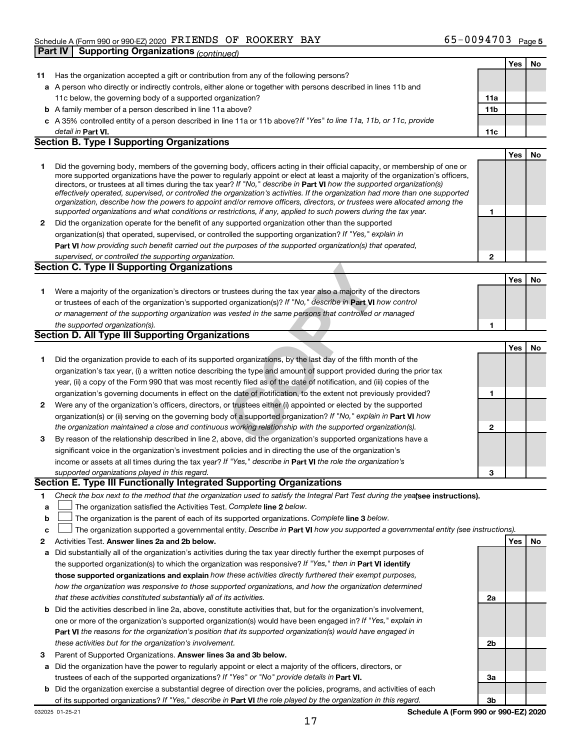Schedule A (Form 990 or 990-EZ) 2020 FRIENDS OF ROOKERY BAY 65-0094703 Page 5

## Part IV Supporting Organizations *(continued)*

| | | | Yes | No |
|---|---|---|---|---|
| **11** | Has the organization accepted a gift or contribution from any of the following persons? | | | |
| **a** | A person who directly or indirectly controls, either alone or together with persons described in lines 11b and 11c below, the governing body of a supported organization? | **11a** | | |
| **b** | A family member of a person described in line 11a above? | **11b** | | |
| **c** | A 35% controlled entity of a person described in line 11a or 11b above? *If "Yes" to line 11a, 11b, or 11c, provide detail in* **Part VI.** | **11c** | | |

### Section B. Type I Supporting Organizations

| | | | Yes | No |
|---|---|---|---|---|
| **1** | Did the governing body, members of the governing body, officers acting in their official capacity, or membership of one or more supported organizations have the power to regularly appoint or elect at least a majority of the organization's officers, directors, or trustees at all times during the tax year? *If "No," describe in* **Part VI** *how the supported organization(s) effectively operated, supervised, or controlled the organization's activities. If the organization had more than one supported organization, describe how the powers to appoint and/or remove officers, directors, or trustees were allocated among the supported organizations and what conditions or restrictions, if any, applied to such powers during the tax year.* | **1** | | |
| **2** | Did the organization operate for the benefit of any supported organization other than the supported organization(s) that operated, supervised, or controlled the supporting organization? *If "Yes," explain in* **Part VI** *how providing such benefit carried out the purposes of the supported organization(s) that operated, supervised, or controlled the supporting organization.* | **2** | | |

### Section C. Type II Supporting Organizations

| | | | Yes | No |
|---|---|---|---|---|
| **1** | Were a majority of the organization's directors or trustees during the tax year also a majority of the directors or trustees of each of the organization's supported organization(s)? *If "No," describe in* **Part VI** *how control or management of the supporting organization was vested in the same persons that controlled or managed the supported organization(s).* | **1** | | |

### Section D. All Type III Supporting Organizations

| | | | Yes | No |
|---|---|---|---|---|
| **1** | Did the organization provide to each of its supported organizations, by the last day of the fifth month of the organization's tax year, (i) a written notice describing the type and amount of support provided during the prior tax year, (ii) a copy of the Form 990 that was most recently filed as of the date of notification, and (iii) copies of the organization's governing documents in effect on the date of notification, to the extent not previously provided? | **1** | | |
| **2** | Were any of the organization's officers, directors, or trustees either (i) appointed or elected by the supported organization(s) or (ii) serving on the governing body of a supported organization? *If "No," explain in* **Part VI** *how the organization maintained a close and continuous working relationship with the supported organization(s).* | **2** | | |
| **3** | By reason of the relationship described in line 2, above, did the organization's supported organizations have a significant voice in the organization's investment policies and in directing the use of the organization's income or assets at all times during the tax year? *If "Yes," describe in* **Part VI** *the role the organization's supported organizations played in this regard.* | **3** | | |

### Section E. Type III Functionally Integrated Supporting Organizations

**1** *Check the box next to the method that the organization used to satisfy the Integral Part Test during the year* **(see instructions).**

- **a** ☐ The organization satisfied the Activities Test. *Complete* **line 2** *below.*
- **b** ☐ The organization is the parent of each of its supported organizations. *Complete* **line 3** *below.*
- **c** ☐ The organization supported a governmental entity. *Describe in* **Part VI** *how you supported a governmental entity (see instructions).*

| | | | Yes | No |
|---|---|---|---|---|
| **2** | Activities Test. **Answer lines 2a and 2b below.** | | | |
| **a** | Did substantially all of the organization's activities during the tax year directly further the exempt purposes of the supported organization(s) to which the organization was responsive? *If "Yes," then in* **Part VI identify those supported organizations and explain** *how these activities directly furthered their exempt purposes, how the organization was responsive to those supported organizations, and how the organization determined that these activities constituted substantially all of its activities.* | **2a** | | |
| **b** | Did the activities described in line 2a, above, constitute activities that, but for the organization's involvement, one or more of the organization's supported organization(s) would have been engaged in? *If "Yes," explain in* **Part VI** *the reasons for the organization's position that its supported organization(s) would have engaged in these activities but for the organization's involvement.* | **2b** | | |
| **3** | Parent of Supported Organizations. **Answer lines 3a and 3b below.** | | | |
| **a** | Did the organization have the power to regularly appoint or elect a majority of the officers, directors, or trustees of each of the supported organizations? *If "Yes" or "No" provide details in* **Part VI.** | **3a** | | |
| **b** | Did the organization exercise a substantial degree of direction over the policies, programs, and activities of each of its supported organizations? *If "Yes," describe in* **Part VI** *the role played by the organization in this regard.* | **3b** | | |

032025 01-25-21 **Schedule A (Form 990 or 990-EZ) 2020**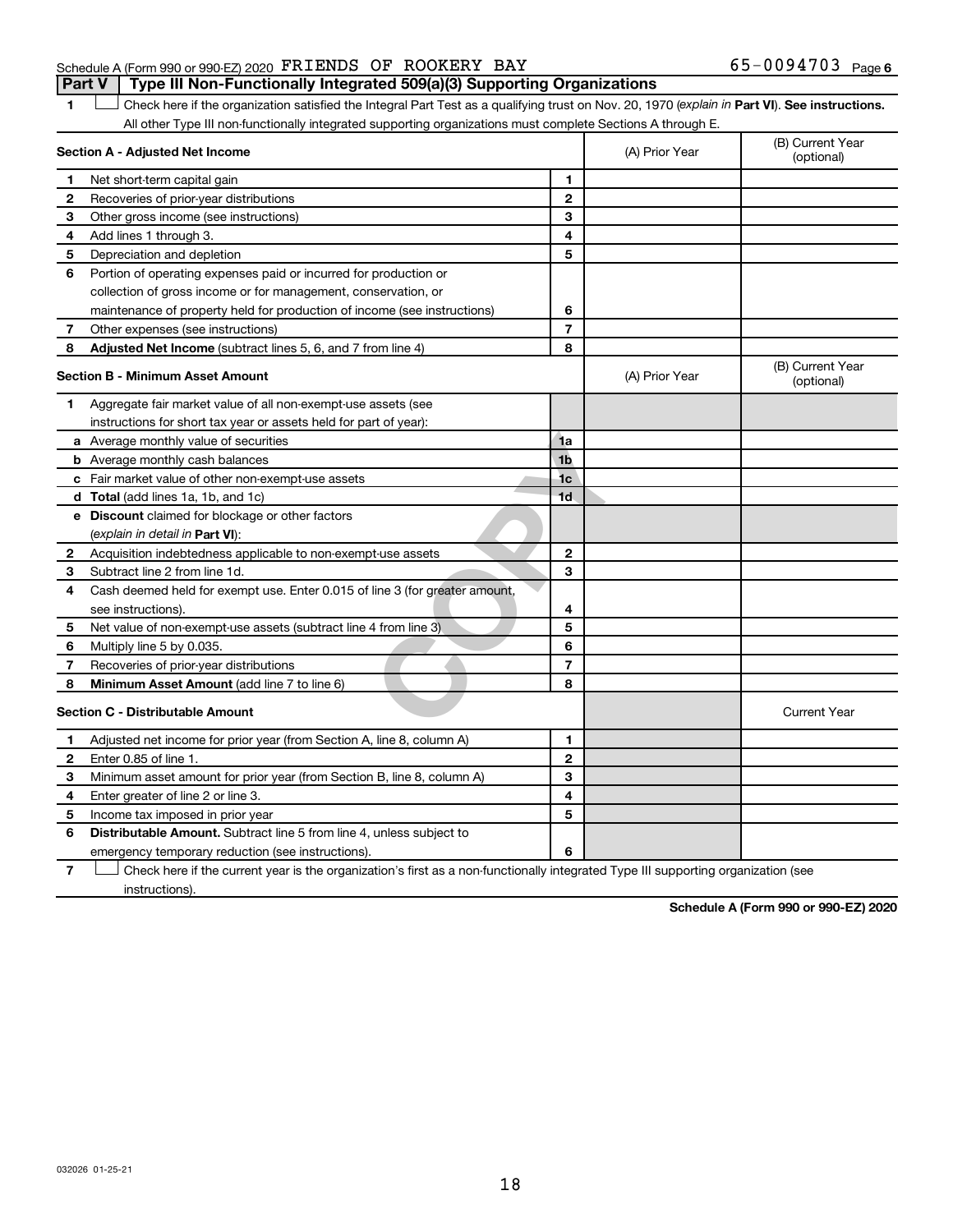Schedule A (Form 990 or 990-EZ) 2020 FRIENDS OF ROOKERY BAY 65-0094703 Page 6

**Part V | Type III Non-Functionally Integrated 509(a)(3) Supporting Organizations**

1 ☐ Check here if the organization satisfied the Integral Part Test as a qualifying trust on Nov. 20, 1970 (*explain in* **Part VI**). **See instructions.** All other Type III non-functionally integrated supporting organizations must complete Sections A through E.

| **Section A - Adjusted Net Income** | | | (A) Prior Year | (B) Current Year (optional) |
|---|---|---|---|---|
| 1 | Net short-term capital gain | 1 | | |
| 2 | Recoveries of prior-year distributions | 2 | | |
| 3 | Other gross income (see instructions) | 3 | | |
| 4 | Add lines 1 through 3. | 4 | | |
| 5 | Depreciation and depletion | 5 | | |
| 6 | Portion of operating expenses paid or incurred for production or collection of gross income or for management, conservation, or maintenance of property held for production of income (see instructions) | 6 | | |
| 7 | Other expenses (see instructions) | 7 | | |
| 8 | **Adjusted Net Income** (subtract lines 5, 6, and 7 from line 4) | 8 | | |

| **Section B - Minimum Asset Amount** | | | (A) Prior Year | (B) Current Year (optional) |
|---|---|---|---|---|
| 1 | Aggregate fair market value of all non-exempt-use assets (see instructions for short tax year or assets held for part of year): | | | |
| a | Average monthly value of securities | 1a | | |
| b | Average monthly cash balances | 1b | | |
| c | Fair market value of other non-exempt-use assets | 1c | | |
| d | **Total** (add lines 1a, 1b, and 1c) | 1d | | |
| e | **Discount** claimed for blockage or other factors (*explain in detail in* **Part VI**): | | | |
| 2 | Acquisition indebtedness applicable to non-exempt-use assets | 2 | | |
| 3 | Subtract line 2 from line 1d. | 3 | | |
| 4 | Cash deemed held for exempt use. Enter 0.015 of line 3 (for greater amount, see instructions). | 4 | | |
| 5 | Net value of non-exempt-use assets (subtract line 4 from line 3) | 5 | | |
| 6 | Multiply line 5 by 0.035. | 6 | | |
| 7 | Recoveries of prior-year distributions | 7 | | |
| 8 | **Minimum Asset Amount** (add line 7 to line 6) | 8 | | |

| **Section C - Distributable Amount** | | | | Current Year |
|---|---|---|---|---|
| 1 | Adjusted net income for prior year (from Section A, line 8, column A) | 1 | | |
| 2 | Enter 0.85 of line 1. | 2 | | |
| 3 | Minimum asset amount for prior year (from Section B, line 8, column A) | 3 | | |
| 4 | Enter greater of line 2 or line 3. | 4 | | |
| 5 | Income tax imposed in prior year | 5 | | |
| 6 | **Distributable Amount.** Subtract line 5 from line 4, unless subject to emergency temporary reduction (see instructions). | 6 | | |

7 ☐ Check here if the current year is the organization's first as a non-functionally integrated Type III supporting organization (see instructions).

**Schedule A (Form 990 or 990-EZ) 2020**

032026 01-25-21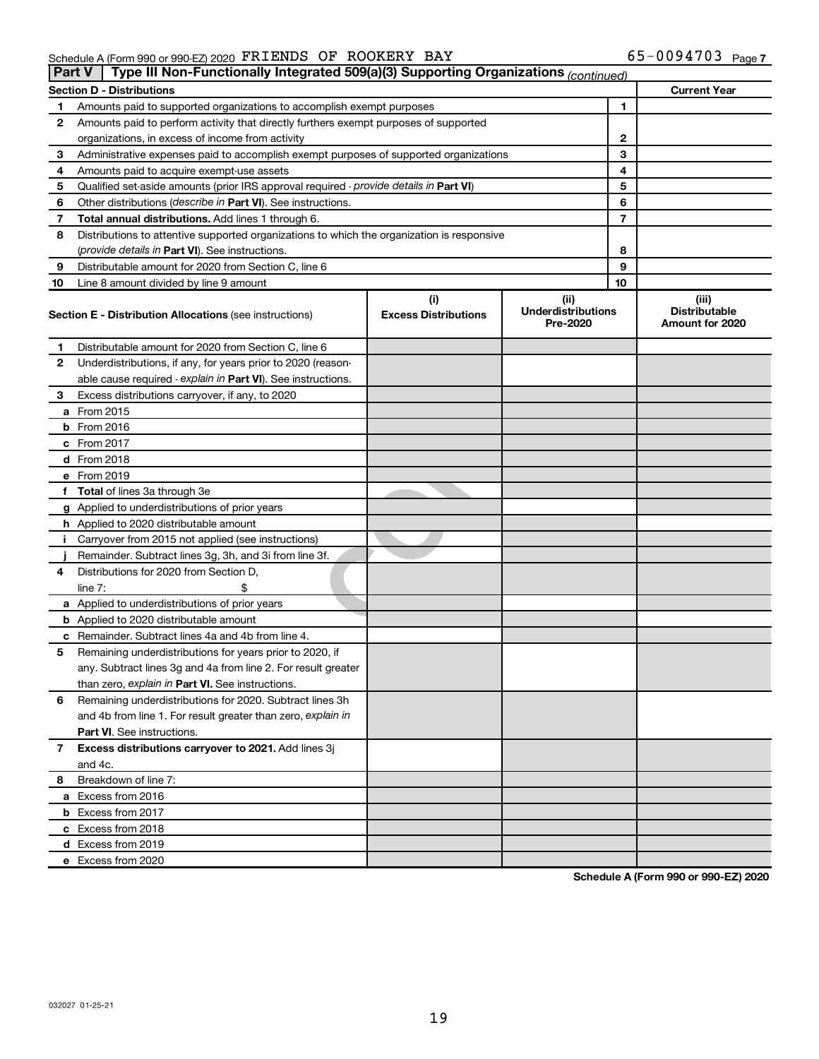Schedule A (Form 990 or 990-EZ) 2020 FRIENDS OF ROOKERY BAY 65-0094703 Page 7

## Part V | Type III Non-Functionally Integrated 509(a)(3) Supporting Organizations *(continued)*

| Section D - Distributions | | | Current Year |
|---|---|---|---|
| 1 | Amounts paid to supported organizations to accomplish exempt purposes | 1 | |
| 2 | Amounts paid to perform activity that directly furthers exempt purposes of supported organizations, in excess of income from activity | 2 | |
| 3 | Administrative expenses paid to accomplish exempt purposes of supported organizations | 3 | |
| 4 | Amounts paid to acquire exempt-use assets | 4 | |
| 5 | Qualified set-aside amounts (prior IRS approval required - *provide details in* **Part VI**) | 5 | |
| 6 | Other distributions (*describe in* **Part VI**). See instructions. | 6 | |
| 7 | **Total annual distributions.** Add lines 1 through 6. | 7 | |
| 8 | Distributions to attentive supported organizations to which the organization is responsive (*provide details in* **Part VI**). See instructions. | 8 | |
| 9 | Distributable amount for 2020 from Section C, line 6 | 9 | |
| 10 | Line 8 amount divided by line 9 amount | 10 | |

| | **Section E - Distribution Allocations** (see instructions) | (i) Excess Distributions | (ii) Underdistributions Pre-2020 | (iii) Distributable Amount for 2020 |
|---|---|---|---|---|
| 1 | Distributable amount for 2020 from Section C, line 6 | | | |
| 2 | Underdistributions, if any, for years prior to 2020 (reasonable cause required - *explain in* **Part VI**). See instructions. | | | |
| 3 | Excess distributions carryover, if any, to 2020 | | | |
| a | From 2015 | | | |
| b | From 2016 | | | |
| c | From 2017 | | | |
| d | From 2018 | | | |
| e | From 2019 | | | |
| f | **Total** of lines 3a through 3e | | | |
| g | Applied to underdistributions of prior years | | | |
| h | Applied to 2020 distributable amount | | | |
| i | Carryover from 2015 not applied (see instructions) | | | |
| j | Remainder. Subtract lines 3g, 3h, and 3i from line 3f. | | | |
| 4 | Distributions for 2020 from Section D, line 7: $ | | | |
| a | Applied to underdistributions of prior years | | | |
| b | Applied to 2020 distributable amount | | | |
| c | Remainder. Subtract lines 4a and 4b from line 4. | | | |
| 5 | Remaining underdistributions for years prior to 2020, if any. Subtract lines 3g and 4a from line 2. For result greater than zero, *explain in* **Part VI.** See instructions. | | | |
| 6 | Remaining underdistributions for 2020. Subtract lines 3h and 4b from line 1. For result greater than zero, *explain in* **Part VI**. See instructions. | | | |
| 7 | **Excess distributions carryover to 2021.** Add lines 3j and 4c. | | | |
| 8 | Breakdown of line 7: | | | |
| a | Excess from 2016 | | | |
| b | Excess from 2017 | | | |
| c | Excess from 2018 | | | |
| d | Excess from 2019 | | | |
| e | Excess from 2020 | | | |

**Schedule A (Form 990 or 990-EZ) 2020**

032027 01-25-21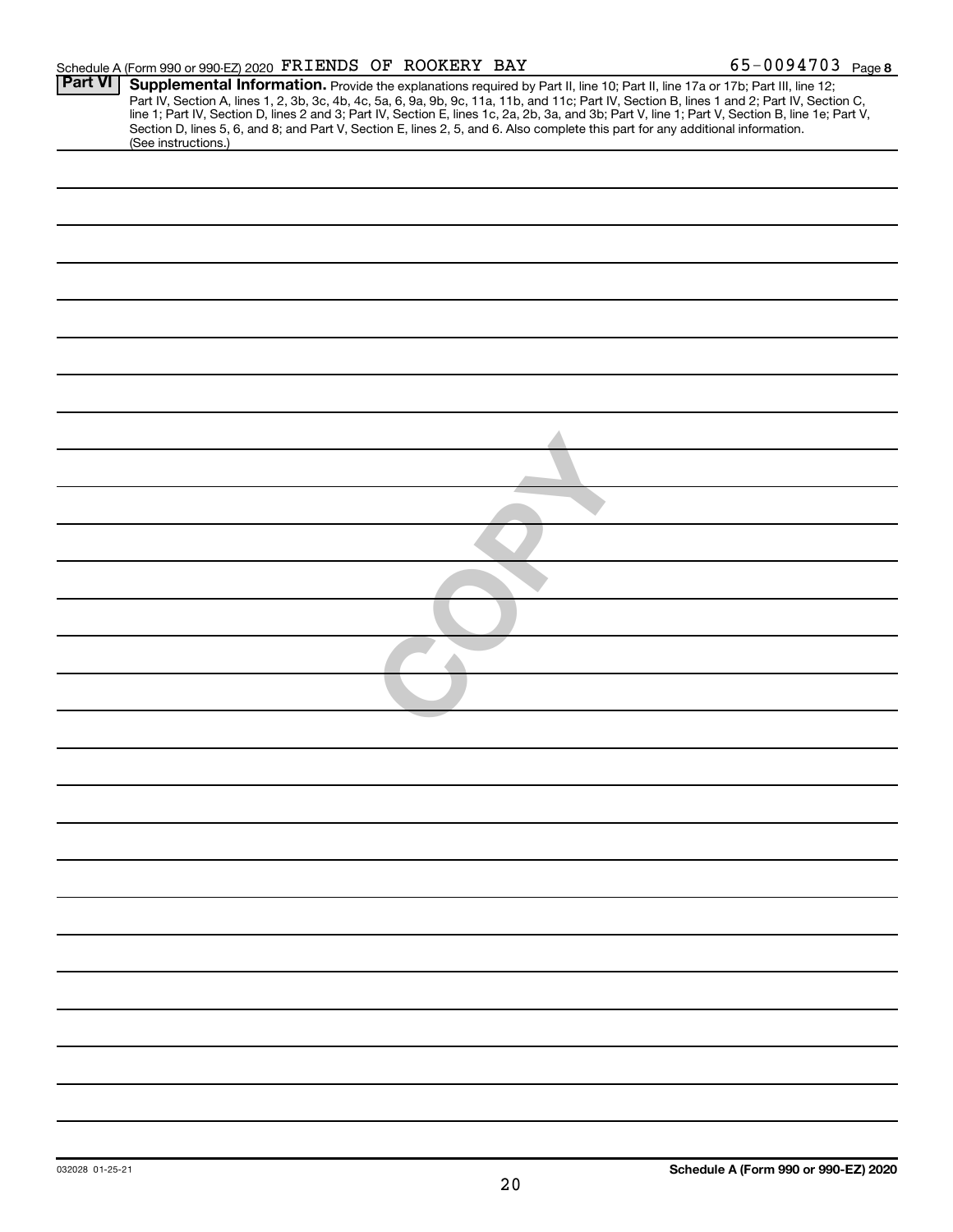Schedule A (Form 990 or 990-EZ) 2020 FRIENDS OF ROOKERY BAY 65-0094703 Page **8**

**Part VI** **Supplemental Information.** Provide the explanations required by Part II, line 10; Part II, line 17a or 17b; Part III, line 12; Part IV, Section A, lines 1, 2, 3b, 3c, 4b, 4c, 5a, 6, 9a, 9b, 9c, 11a, 11b, and 11c; Part IV, Section B, lines 1 and 2; Part IV, Section C, line 1; Part IV, Section D, lines 2 and 3; Part IV, Section E, lines 1c, 2a, 2b, 3a, and 3b; Part V, line 1; Part V, Section B, line 1e; Part V, Section D, lines 5, 6, and 8; and Part V, Section E, lines 2, 5, and 6. Also complete this part for any additional information. (See instructions.)

COPY

032028 01-25-21

**Schedule A (Form 990 or 990-EZ) 2020**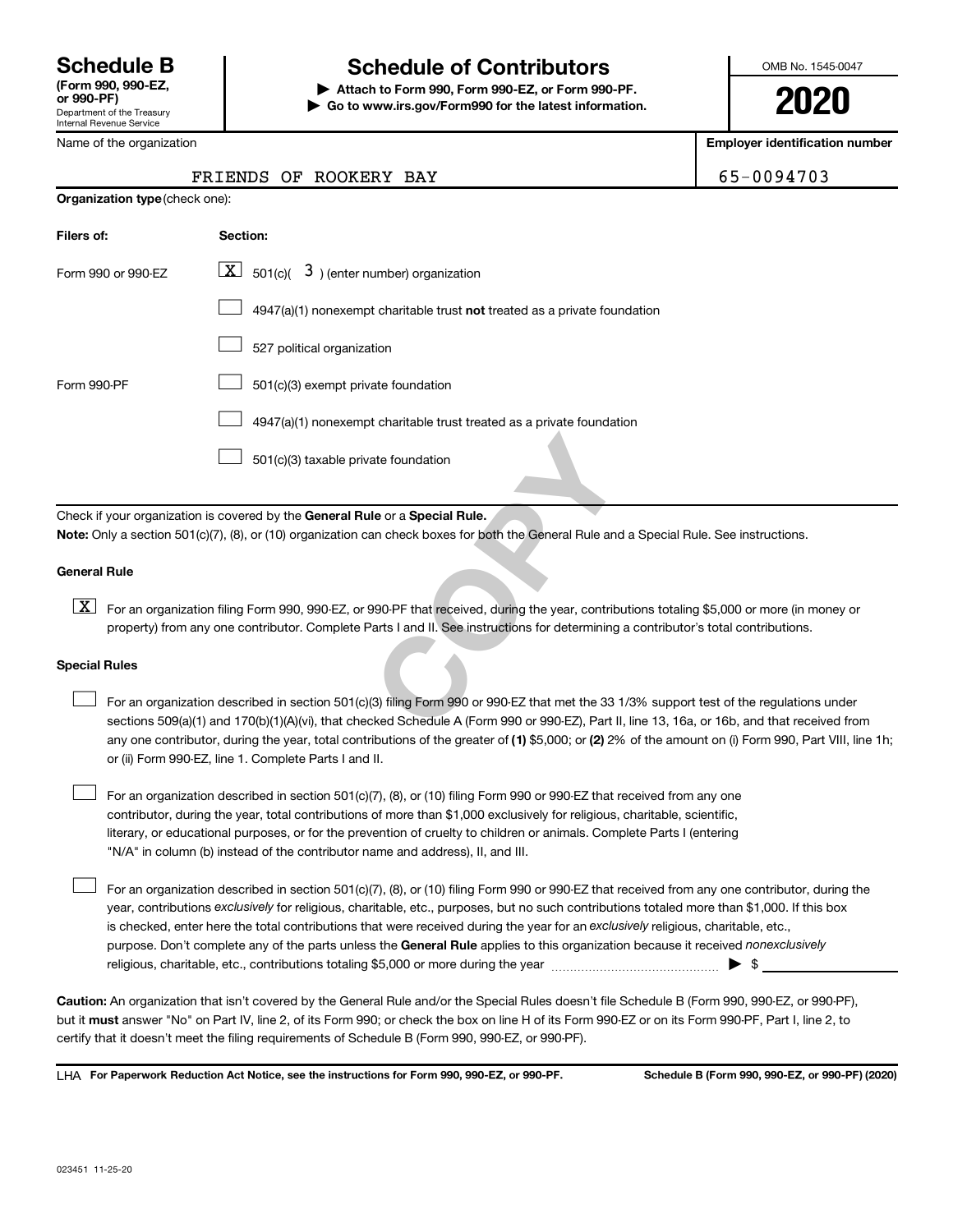# Schedule B

**(Form 990, 990-EZ, or 990-PF)**
Department of the Treasury
Internal Revenue Service

## Schedule of Contributors

▶ **Attach to Form 990, Form 990-EZ, or Form 990-PF.**
▶ **Go to www.irs.gov/Form990 for the latest information.**

OMB No. 1545-0047

**2020**

Name of the organization: FRIENDS OF ROOKERY BAY

**Employer identification number:** 65-0094703

**Organization type** (check one):

| Filers of: | Section: |
|---|---|
| Form 990 or 990-EZ | [X] 501(c)( 3 ) (enter number) organization |
| | [ ] 4947(a)(1) nonexempt charitable trust **not** treated as a private foundation |
| | [ ] 527 political organization |
| Form 990-PF | [ ] 501(c)(3) exempt private foundation |
| | [ ] 4947(a)(1) nonexempt charitable trust treated as a private foundation |
| | [ ] 501(c)(3) taxable private foundation |

Check if your organization is covered by the **General Rule** or a **Special Rule.**

**Note:** Only a section 501(c)(7), (8), or (10) organization can check boxes for both the General Rule and a Special Rule. See instructions.

### General Rule

[X] For an organization filing Form 990, 990-EZ, or 990-PF that received, during the year, contributions totaling $5,000 or more (in money or property) from any one contributor. Complete Parts I and II. See instructions for determining a contributor's total contributions.

### Special Rules

[ ] For an organization described in section 501(c)(3) filing Form 990 or 990-EZ that met the 33 1/3% support test of the regulations under sections 509(a)(1) and 170(b)(1)(A)(vi), that checked Schedule A (Form 990 or 990-EZ), Part II, line 13, 16a, or 16b, and that received from any one contributor, during the year, total contributions of the greater of **(1)** $5,000; or **(2)** 2% of the amount on (i) Form 990, Part VIII, line 1h; or (ii) Form 990-EZ, line 1. Complete Parts I and II.

[ ] For an organization described in section 501(c)(7), (8), or (10) filing Form 990 or 990-EZ that received from any one contributor, during the year, total contributions of more than $1,000 exclusively for religious, charitable, scientific, literary, or educational purposes, or for the prevention of cruelty to children or animals. Complete Parts I (entering "N/A" in column (b) instead of the contributor name and address), II, and III.

[ ] For an organization described in section 501(c)(7), (8), or (10) filing Form 990 or 990-EZ that received from any one contributor, during the year, contributions *exclusively* for religious, charitable, etc., purposes, but no such contributions totaled more than $1,000. If this box is checked, enter here the total contributions that were received during the year for an *exclusively* religious, charitable, etc., purpose. Don't complete any of the parts unless the **General Rule** applies to this organization because it received *nonexclusively* religious, charitable, etc., contributions totaling $5,000 or more during the year ▶ $ ______

**Caution:** An organization that isn't covered by the General Rule and/or the Special Rules doesn't file Schedule B (Form 990, 990-EZ, or 990-PF), but it **must** answer "No" on Part IV, line 2, of its Form 990; or check the box on line H of its Form 990-EZ or on its Form 990-PF, Part I, line 2, to certify that it doesn't meet the filing requirements of Schedule B (Form 990, 990-EZ, or 990-PF).

LHA **For Paperwork Reduction Act Notice, see the instructions for Form 990, 990-EZ, or 990-PF.** **Schedule B (Form 990, 990-EZ, or 990-PF) (2020)**

023451 11-25-20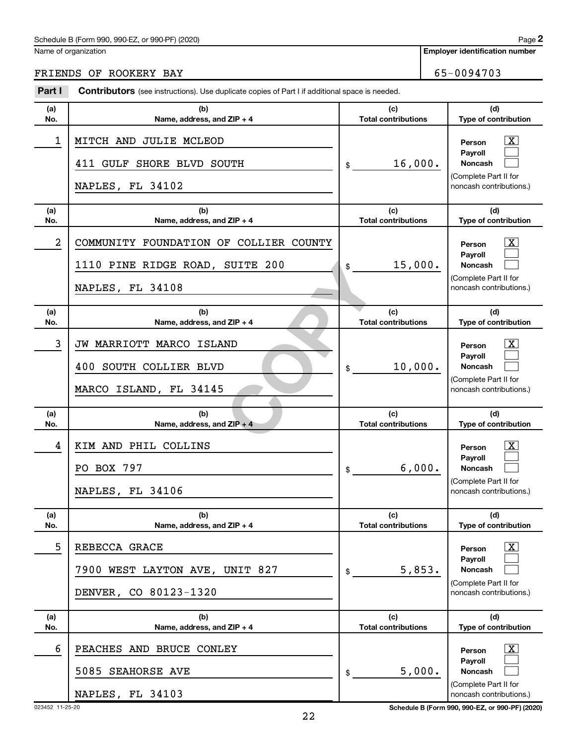Schedule B (Form 990, 990-EZ, or 990-PF) (2020) Page **2**

Name of organization | **Employer identification number**

FRIENDS OF ROOKERY BAY | 65-0094703

**Part I** **Contributors** (see instructions). Use duplicate copies of Part I if additional space is needed.

| (a) No. | (b) Name, address, and ZIP + 4 | (c) Total contributions | (d) Type of contribution |
|---|---|---|---|
| 1 | MITCH AND JULIE MCLEOD<br>411 GULF SHORE BLVD SOUTH<br>NAPLES, FL 34102 | $ 16,000. | Person [X]<br>Payroll [ ]<br>Noncash [ ]<br>(Complete Part II for noncash contributions.) |
| 2 | COMMUNITY FOUNDATION OF COLLIER COUNTY<br>1110 PINE RIDGE ROAD, SUITE 200<br>NAPLES, FL 34108 | $ 15,000. | Person [X]<br>Payroll [ ]<br>Noncash [ ]<br>(Complete Part II for noncash contributions.) |
| 3 | JW MARRIOTT MARCO ISLAND<br>400 SOUTH COLLIER BLVD<br>MARCO ISLAND, FL 34145 | $ 10,000. | Person [X]<br>Payroll [ ]<br>Noncash [ ]<br>(Complete Part II for noncash contributions.) |
| 4 | KIM AND PHIL COLLINS<br>PO BOX 797<br>NAPLES, FL 34106 | $ 6,000. | Person [X]<br>Payroll [ ]<br>Noncash [ ]<br>(Complete Part II for noncash contributions.) |
| 5 | REBECCA GRACE<br>7900 WEST LAYTON AVE, UNIT 827<br>DENVER, CO 80123-1320 | $ 5,853. | Person [X]<br>Payroll [ ]<br>Noncash [ ]<br>(Complete Part II for noncash contributions.) |
| 6 | PEACHES AND BRUCE CONLEY<br>5085 SEAHORSE AVE<br>NAPLES, FL 34103 | $ 5,000. | Person [X]<br>Payroll [ ]<br>Noncash [ ]<br>(Complete Part II for noncash contributions.) |

023452 11-25-20 **Schedule B (Form 990, 990-EZ, or 990-PF) (2020)**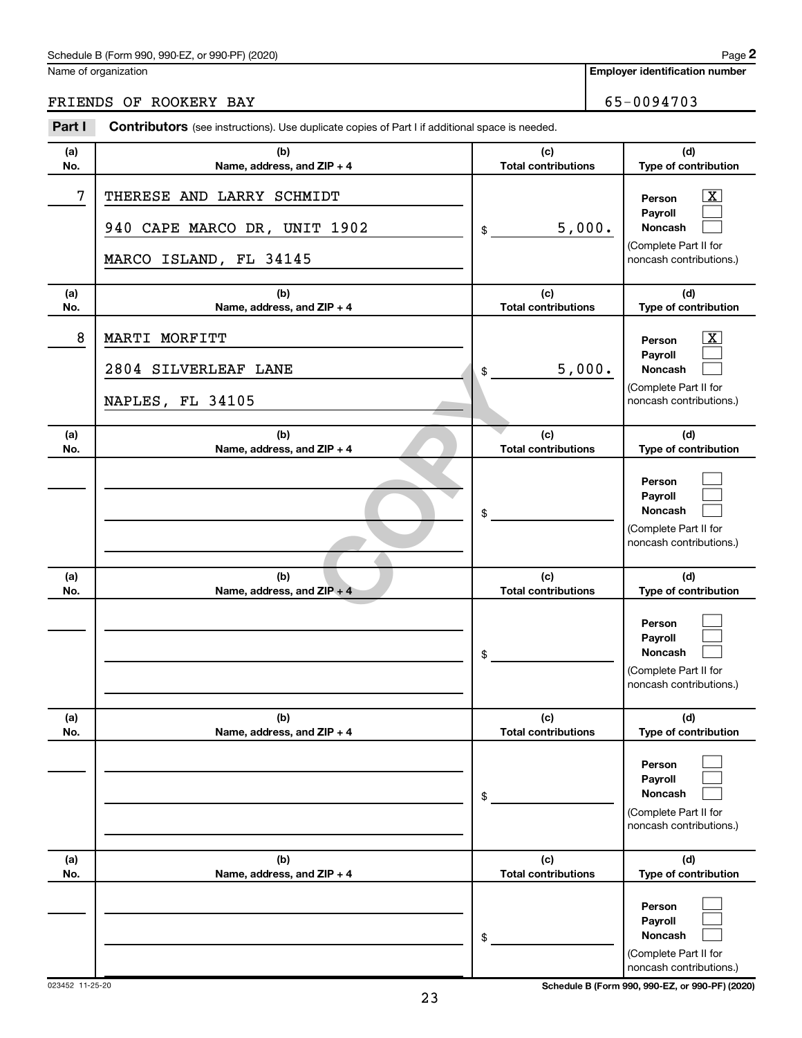Schedule B (Form 990, 990-EZ, or 990-PF) (2020)

Name of organization: FRIENDS OF ROOKERY BAY

**Employer identification number:** 65-0094703

**Part I** **Contributors** (see instructions). Use duplicate copies of Part I if additional space is needed.

| (a) No. | (b) Name, address, and ZIP + 4 | (c) Total contributions | (d) Type of contribution |
|---|---|---|---|
| 7 | THERESE AND LARRY SCHMIDT<br>940 CAPE MARCO DR, UNIT 1902<br>MARCO ISLAND, FL 34145 | $ 5,000. | Person [X]<br>Payroll [ ]<br>Noncash [ ]<br>(Complete Part II for noncash contributions.) |
| 8 | MARTI MORFITT<br>2804 SILVERLEAF LANE<br>NAPLES, FL 34105 | $ 5,000. | Person [X]<br>Payroll [ ]<br>Noncash [ ]<br>(Complete Part II for noncash contributions.) |
| | | $ | Person [ ]<br>Payroll [ ]<br>Noncash [ ]<br>(Complete Part II for noncash contributions.) |
| | | $ | Person [ ]<br>Payroll [ ]<br>Noncash [ ]<br>(Complete Part II for noncash contributions.) |
| | | $ | Person [ ]<br>Payroll [ ]<br>Noncash [ ]<br>(Complete Part II for noncash contributions.) |
| | | $ | Person [ ]<br>Payroll [ ]<br>Noncash [ ]<br>(Complete Part II for noncash contributions.) |

023452 11-25-20

Schedule B (Form 990, 990-EZ, or 990-PF) (2020)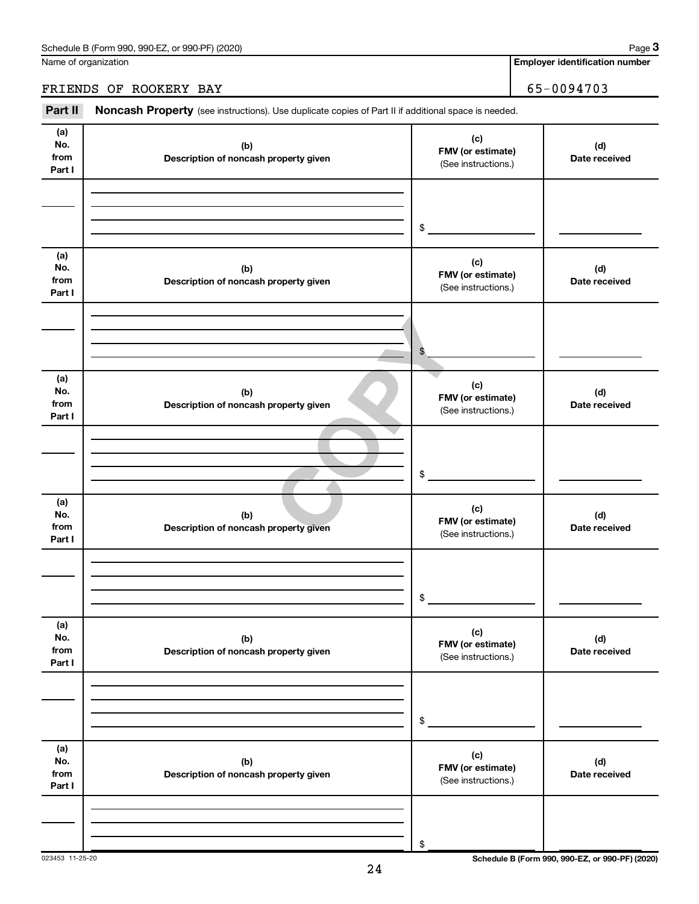Schedule B (Form 990, 990-EZ, or 990-PF) (2020)

Name of organization: FRIENDS OF ROOKERY BAY

Employer identification number: 65-0094703

**Part II** **Noncash Property** (see instructions). Use duplicate copies of Part II if additional space is needed.

| (a) No. from Part I | (b) Description of noncash property given | (c) FMV (or estimate) (See instructions.) | (d) Date received |
|---|---|---|---|
| | | $ | |

| (a) No. from Part I | (b) Description of noncash property given | (c) FMV (or estimate) (See instructions.) | (d) Date received |
|---|---|---|---|
| | | $ | |

| (a) No. from Part I | (b) Description of noncash property given | (c) FMV (or estimate) (See instructions.) | (d) Date received |
|---|---|---|---|
| | | $ | |

| (a) No. from Part I | (b) Description of noncash property given | (c) FMV (or estimate) (See instructions.) | (d) Date received |
|---|---|---|---|
| | | $ | |

| (a) No. from Part I | (b) Description of noncash property given | (c) FMV (or estimate) (See instructions.) | (d) Date received |
|---|---|---|---|
| | | $ | |

| (a) No. from Part I | (b) Description of noncash property given | (c) FMV (or estimate) (See instructions.) | (d) Date received |
|---|---|---|---|
| | | $ | |

COPY

023453 11-25-20

Schedule B (Form 990, 990-EZ, or 990-PF) (2020)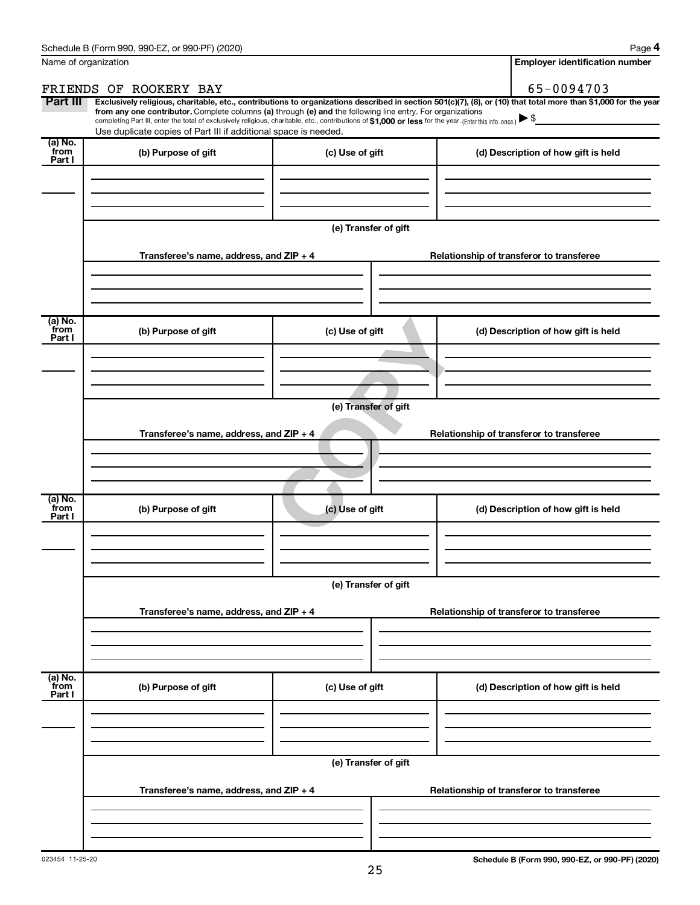Name of organization

FRIENDS OF ROOKERY BAY

Employer identification number

65-0094703

**Part III** **Exclusively religious, charitable, etc., contributions to organizations described in section 501(c)(7), (8), or (10) that total more than $1,000 for the year from any one contributor.** Complete columns **(a)** through **(e)** and the following line entry. For organizations completing Part III, enter the total of exclusively religious, charitable, etc., contributions of **$1,000 or less** for the year. (Enter this info. once.) ▶ $

Use duplicate copies of Part III if additional space is needed.

| (a) No. from Part I | (b) Purpose of gift | (c) Use of gift | (d) Description of how gift is held |
|---|---|---|---|
| | | | |

(e) Transfer of gift

| Transferee's name, address, and ZIP + 4 | Relationship of transferor to transferee |
|---|---|
| | |

| (a) No. from Part I | (b) Purpose of gift | (c) Use of gift | (d) Description of how gift is held |
|---|---|---|---|
| | | | |

(e) Transfer of gift

| Transferee's name, address, and ZIP + 4 | Relationship of transferor to transferee |
|---|---|
| | |

| (a) No. from Part I | (b) Purpose of gift | (c) Use of gift | (d) Description of how gift is held |
|---|---|---|---|
| | | | |

(e) Transfer of gift

| Transferee's name, address, and ZIP + 4 | Relationship of transferor to transferee |
|---|---|
| | |

| (a) No. from Part I | (b) Purpose of gift | (c) Use of gift | (d) Description of how gift is held |
|---|---|---|---|
| | | | |

(e) Transfer of gift

| Transferee's name, address, and ZIP + 4 | Relationship of transferor to transferee |
|---|---|
| | |

COPY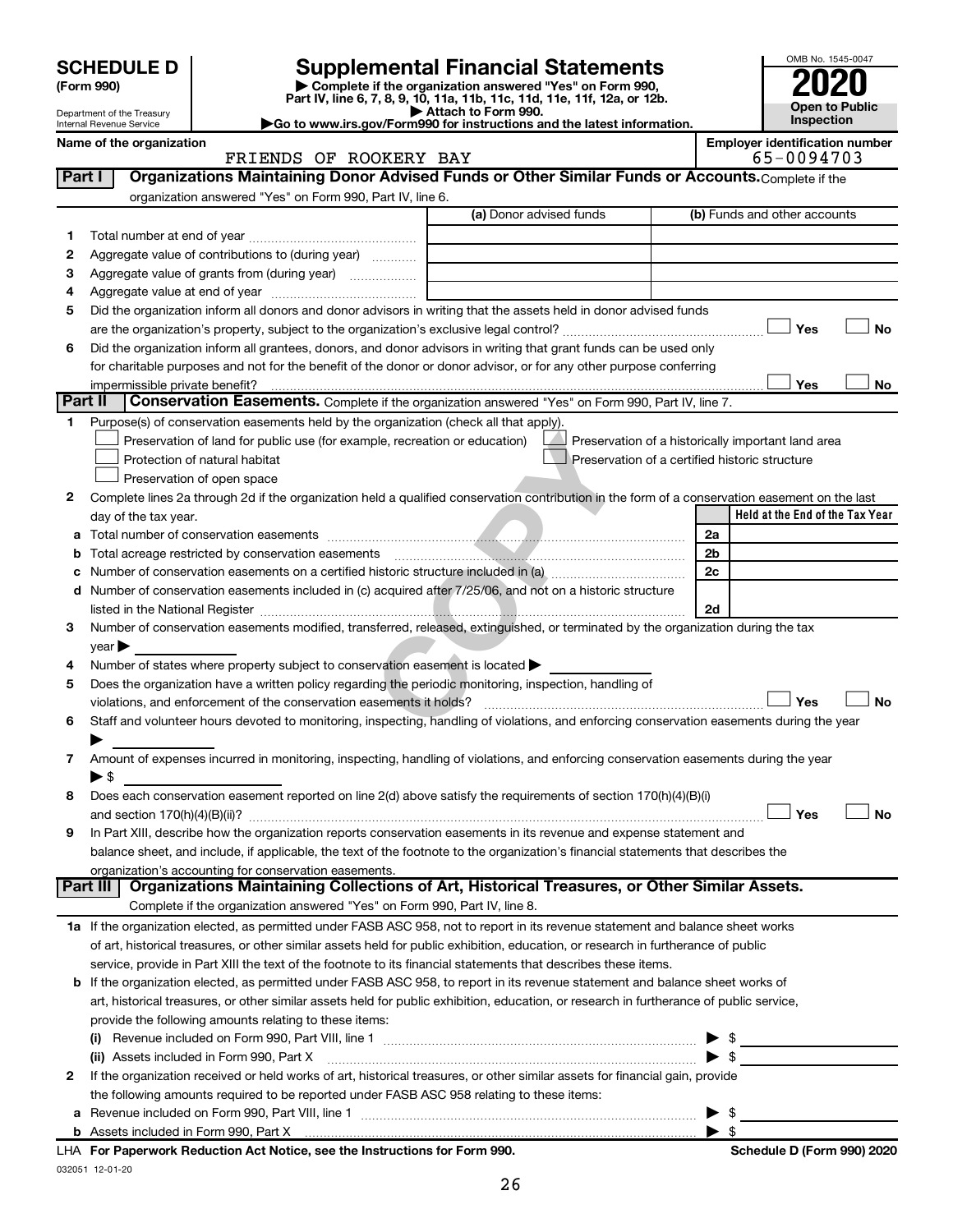# SCHEDULE D (Form 990)

Department of the Treasury
Internal Revenue Service

## Supplemental Financial Statements

▶ Complete if the organization answered "Yes" on Form 990, Part IV, line 6, 7, 8, 9, 10, 11a, 11b, 11c, 11d, 11e, 11f, 12a, or 12b.
▶ Attach to Form 990.
▶Go to www.irs.gov/Form990 for instructions and the latest information.

OMB No. 1545-0047
**2020**
**Open to Public Inspection**

**Name of the organization:** FRIENDS OF ROOKERY BAY
**Employer identification number:** 65-0094703

### Part I — Organizations Maintaining Donor Advised Funds or Other Similar Funds or Accounts.
Complete if the organization answered "Yes" on Form 990, Part IV, line 6.

| | | (a) Donor advised funds | (b) Funds and other accounts |
|---|---|---|---|
| 1 | Total number at end of year | | |
| 2 | Aggregate value of contributions to (during year) | | |
| 3 | Aggregate value of grants from (during year) | | |
| 4 | Aggregate value at end of year | | |

5 Did the organization inform all donors and donor advisors in writing that the assets held in donor advised funds are the organization's property, subject to the organization's exclusive legal control? ☐ Yes ☐ No

6 Did the organization inform all grantees, donors, and donor advisors in writing that grant funds can be used only for charitable purposes and not for the benefit of the donor or donor advisor, or for any other purpose conferring impermissible private benefit? ☐ Yes ☐ No

### Part II — Conservation Easements.
Complete if the organization answered "Yes" on Form 990, Part IV, line 7.

1 Purpose(s) of conservation easements held by the organization (check all that apply).
- ☐ Preservation of land for public use (for example, recreation or education)
- ☐ Protection of natural habitat
- ☐ Preservation of open space
- ☐ Preservation of a historically important land area
- ☐ Preservation of a certified historic structure

2 Complete lines 2a through 2d if the organization held a qualified conservation contribution in the form of a conservation easement on the last day of the tax year.

| | | | Held at the End of the Tax Year |
|---|---|---|---|
| a | Total number of conservation easements | 2a | |
| b | Total acreage restricted by conservation easements | 2b | |
| c | Number of conservation easements on a certified historic structure included in (a) | 2c | |
| d | Number of conservation easements included in (c) acquired after 7/25/06, and not on a historic structure listed in the National Register | 2d | |

3 Number of conservation easements modified, transferred, released, extinguished, or terminated by the organization during the tax year ▶

4 Number of states where property subject to conservation easement is located ▶

5 Does the organization have a written policy regarding the periodic monitoring, inspection, handling of violations, and enforcement of the conservation easements it holds? ☐ Yes ☐ No

6 Staff and volunteer hours devoted to monitoring, inspecting, handling of violations, and enforcing conservation easements during the year ▶

7 Amount of expenses incurred in monitoring, inspecting, handling of violations, and enforcing conservation easements during the year ▶ $

8 Does each conservation easement reported on line 2(d) above satisfy the requirements of section 170(h)(4)(B)(i) and section 170(h)(4)(B)(ii)? ☐ Yes ☐ No

9 In Part XIII, describe how the organization reports conservation easements in its revenue and expense statement and balance sheet, and include, if applicable, the text of the footnote to the organization's financial statements that describes the organization's accounting for conservation easements.

### Part III — Organizations Maintaining Collections of Art, Historical Treasures, or Other Similar Assets.
Complete if the organization answered "Yes" on Form 990, Part IV, line 8.

1a If the organization elected, as permitted under FASB ASC 958, not to report in its revenue statement and balance sheet works of art, historical treasures, or other similar assets held for public exhibition, education, or research in furtherance of public service, provide in Part XIII the text of the footnote to its financial statements that describes these items.

b If the organization elected, as permitted under FASB ASC 958, to report in its revenue statement and balance sheet works of art, historical treasures, or other similar assets held for public exhibition, education, or research in furtherance of public service, provide the following amounts relating to these items:

(i) Revenue included on Form 990, Part VIII, line 1 ▶ $

(ii) Assets included in Form 990, Part X ▶ $

2 If the organization received or held works of art, historical treasures, or other similar assets for financial gain, provide the following amounts required to be reported under FASB ASC 958 relating to these items:

a Revenue included on Form 990, Part VIII, line 1 ▶ $

b Assets included in Form 990, Part X ▶ $

LHA For Paperwork Reduction Act Notice, see the Instructions for Form 990. Schedule D (Form 990) 2020

032051 12-01-20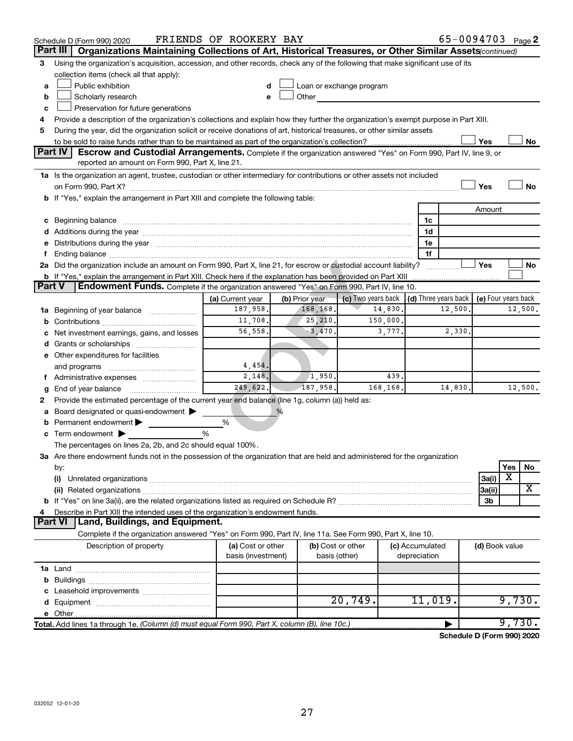Schedule D (Form 990) 2020 FRIENDS OF ROOKERY BAY 65-0094703 Page 2

## Part III Organizations Maintaining Collections of Art, Historical Treasures, or Other Similar Assets *(continued)*

3 Using the organization's acquisition, accession, and other records, check any of the following that make significant use of its collection items (check all that apply):

- a ☐ Public exhibition
- b ☐ Scholarly research
- c ☐ Preservation for future generations
- d ☐ Loan or exchange program
- e ☐ Other

4 Provide a description of the organization's collections and explain how they further the organization's exempt purpose in Part XIII.

5 During the year, did the organization solicit or receive donations of art, historical treasures, or other similar assets to be sold to raise funds rather than to be maintained as part of the organization's collection? ☐ Yes ☐ No

## Part IV Escrow and Custodial Arrangements.

Complete if the organization answered "Yes" on Form 990, Part IV, line 9, or reported an amount on Form 990, Part X, line 21.

1a Is the organization an agent, trustee, custodian or other intermediary for contributions or other assets not included on Form 990, Part X? ☐ Yes ☐ No

b If "Yes," explain the arrangement in Part XIII and complete the following table:

| | | Amount |
|---|---|---|
| c Beginning balance | 1c | |
| d Additions during the year | 1d | |
| e Distributions during the year | 1e | |
| f Ending balance | 1f | |

2a Did the organization include an amount on Form 990, Part X, line 21, for escrow or custodial account liability? ☐ Yes ☐ No

b If "Yes," explain the arrangement in Part XIII. Check here if the explanation has been provided on Part XIII ☐

## Part V Endowment Funds.

Complete if the organization answered "Yes" on Form 990, Part IV, line 10.

| | (a) Current year | (b) Prior year | (c) Two years back | (d) Three years back | (e) Four years back |
|---|---|---|---|---|---|
| 1a Beginning of year balance | 187,958. | 168,168. | 14,830. | 12,500. | 12,500. |
| b Contributions | 11,708. | 25,210. | 150,000. | | |
| c Net investment earnings, gains, and losses | 56,558. | -3,470. | 3,777. | 2,330. | |
| d Grants or scholarships | | | | | |
| e Other expenditures for facilities and programs | 4,454. | | | | |
| f Administrative expenses | 2,148. | 1,950. | 439. | | |
| g End of year balance | 249,622. | 187,958. | 168,168. | 14,830. | 12,500. |

2 Provide the estimated percentage of the current year end balance (line 1g, column (a)) held as:

- a Board designated or quasi-endowment ▶ %
- b Permanent endowment ▶ %
- c Term endowment ▶ %

The percentages on lines 2a, 2b, and 2c should equal 100%.

3a Are there endowment funds not in the possession of the organization that are held and administered for the organization by:

| | | Yes | No |
|---|---|---|---|
| (i) Unrelated organizations | 3a(i) | X | |
| (ii) Related organizations | 3a(ii) | | X |
| b If "Yes" on line 3a(ii), are the related organizations listed as required on Schedule R? | 3b | | |

4 Describe in Part XIII the intended uses of the organization's endowment funds.

## Part VI Land, Buildings, and Equipment.

Complete if the organization answered "Yes" on Form 990, Part IV, line 11a. See Form 990, Part X, line 10.

| Description of property | (a) Cost or other basis (investment) | (b) Cost or other basis (other) | (c) Accumulated depreciation | (d) Book value |
|---|---|---|---|---|
| 1a Land | | | | |
| b Buildings | | | | |
| c Leasehold improvements | | | | |
| d Equipment | | 20,749. | 11,019. | 9,730. |
| e Other | | | | |
| Total. Add lines 1a through 1e. *(Column (d) must equal Form 990, Part X, column (B), line 10c.)* | | | ▶ | 9,730. |

Schedule D (Form 990) 2020

032052 12-01-20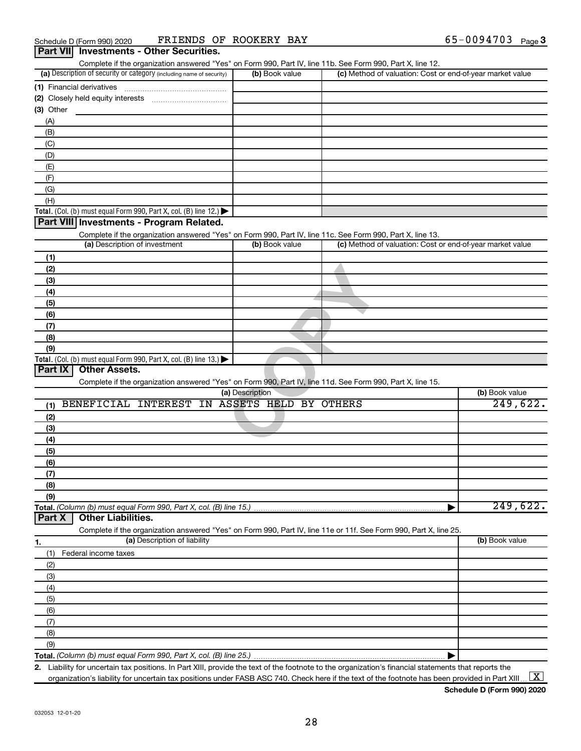Schedule D (Form 990) 2020 FRIENDS OF ROOKERY BAY 65-0094703 Page 3

## Part VII Investments - Other Securities.

Complete if the organization answered "Yes" on Form 990, Part IV, line 11b. See Form 990, Part X, line 12.

| (a) Description of security or category (including name of security) | (b) Book value | (c) Method of valuation: Cost or end-of-year market value |
|---|---|---|
| (1) Financial derivatives | | |
| (2) Closely held equity interests | | |
| (3) Other | | |
| (A) | | |
| (B) | | |
| (C) | | |
| (D) | | |
| (E) | | |
| (F) | | |
| (G) | | |
| (H) | | |
| **Total.** (Col. (b) must equal Form 990, Part X, col. (B) line 12.) | | |

## Part VIII Investments - Program Related.

Complete if the organization answered "Yes" on Form 990, Part IV, line 11c. See Form 990, Part X, line 13.

| (a) Description of investment | (b) Book value | (c) Method of valuation: Cost or end-of-year market value |
|---|---|---|
| (1) | | |
| (2) | | |
| (3) | | |
| (4) | | |
| (5) | | |
| (6) | | |
| (7) | | |
| (8) | | |
| (9) | | |
| **Total.** (Col. (b) must equal Form 990, Part X, col. (B) line 13.) | | |

## Part IX Other Assets.

Complete if the organization answered "Yes" on Form 990, Part IV, line 11d. See Form 990, Part X, line 15.

| (a) Description | (b) Book value |
|---|---|
| (1) BENEFICIAL INTEREST IN ASSETS HELD BY OTHERS | 249,622. |
| (2) | |
| (3) | |
| (4) | |
| (5) | |
| (6) | |
| (7) | |
| (8) | |
| (9) | |
| **Total.** (Column (b) must equal Form 990, Part X, col. (B) line 15.) | 249,622. |

## Part X Other Liabilities.

Complete if the organization answered "Yes" on Form 990, Part IV, line 11e or 11f. See Form 990, Part X, line 25.

| 1. (a) Description of liability | (b) Book value |
|---|---|
| (1) Federal income taxes | |
| (2) | |
| (3) | |
| (4) | |
| (5) | |
| (6) | |
| (7) | |
| (8) | |
| (9) | |
| **Total.** (Column (b) must equal Form 990, Part X, col. (B) line 25.) | |

2. Liability for uncertain tax positions. In Part XIII, provide the text of the footnote to the organization's financial statements that reports the organization's liability for uncertain tax positions under FASB ASC 740. Check here if the text of the footnote has been provided in Part XIII [X]

Schedule D (Form 990) 2020

032053 12-01-20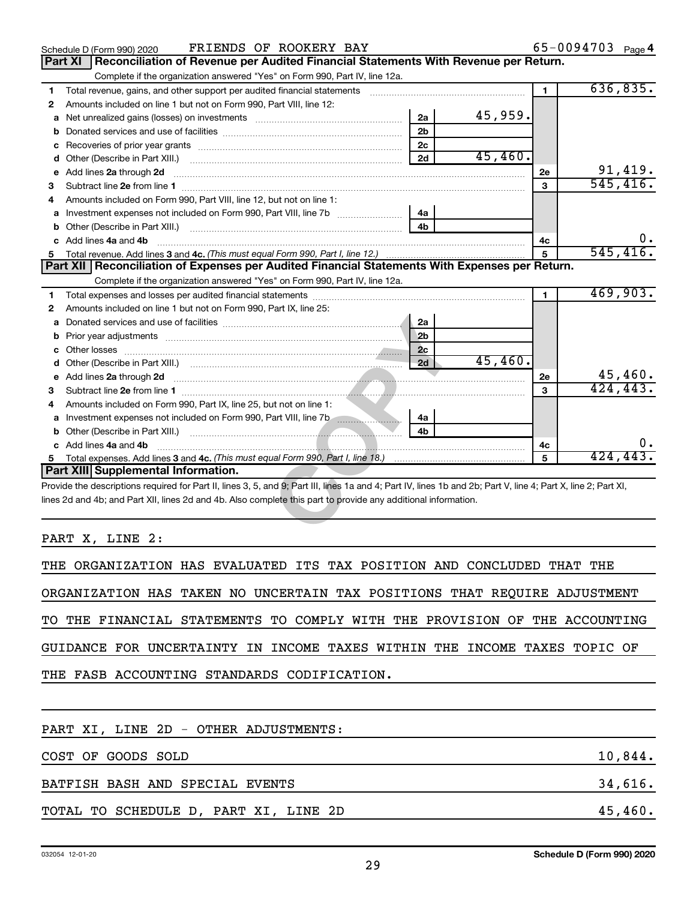Schedule D (Form 990) 2020 FRIENDS OF ROOKERY BAY 65-0094703 Page 4

## Part XI Reconciliation of Revenue per Audited Financial Statements With Revenue per Return.

Complete if the organization answered "Yes" on Form 990, Part IV, line 12a.

| | | | | | |
|---|---|---|---|---|---|
| 1 | Total revenue, gains, and other support per audited financial statements | | | 1 | 636,835. |
| 2 | Amounts included on line 1 but not on Form 990, Part VIII, line 12: | | | | |
| a | Net unrealized gains (losses) on investments | 2a | 45,959. | | |
| b | Donated services and use of facilities | 2b | | | |
| c | Recoveries of prior year grants | 2c | | | |
| d | Other (Describe in Part XIII.) | 2d | 45,460. | | |
| e | Add lines 2a through 2d | | | 2e | 91,419. |
| 3 | Subtract line 2e from line 1 | | | 3 | 545,416. |
| 4 | Amounts included on Form 990, Part VIII, line 12, but not on line 1: | | | | |
| a | Investment expenses not included on Form 990, Part VIII, line 7b | 4a | | | |
| b | Other (Describe in Part XIII.) | 4b | | | |
| c | Add lines 4a and 4b | | | 4c | 0. |
| 5 | Total revenue. Add lines 3 and 4c. *(This must equal Form 990, Part I, line 12.)* | | | 5 | 545,416. |

## Part XII Reconciliation of Expenses per Audited Financial Statements With Expenses per Return.

Complete if the organization answered "Yes" on Form 990, Part IV, line 12a.

| | | | | | |
|---|---|---|---|---|---|
| 1 | Total expenses and losses per audited financial statements | | | 1 | 469,903. |
| 2 | Amounts included on line 1 but not on Form 990, Part IX, line 25: | | | | |
| a | Donated services and use of facilities | 2a | | | |
| b | Prior year adjustments | 2b | | | |
| c | Other losses | 2c | | | |
| d | Other (Describe in Part XIII.) | 2d | 45,460. | | |
| e | Add lines 2a through 2d | | | 2e | 45,460. |
| 3 | Subtract line 2e from line 1 | | | 3 | 424,443. |
| 4 | Amounts included on Form 990, Part IX, line 25, but not on line 1: | | | | |
| a | Investment expenses not included on Form 990, Part VIII, line 7b | 4a | | | |
| b | Other (Describe in Part XIII.) | 4b | | | |
| c | Add lines 4a and 4b | | | 4c | 0. |
| 5 | Total expenses. Add lines 3 and 4c. *(This must equal Form 990, Part I, line 18.)* | | | 5 | 424,443. |

## Part XIII Supplemental Information.

Provide the descriptions required for Part II, lines 3, 5, and 9; Part III, lines 1a and 4; Part IV, lines 1b and 2b; Part V, line 4; Part X, line 2; Part XI, lines 2d and 4b; and Part XII, lines 2d and 4b. Also complete this part to provide any additional information.

PART X, LINE 2:

THE ORGANIZATION HAS EVALUATED ITS TAX POSITION AND CONCLUDED THAT THE ORGANIZATION HAS TAKEN NO UNCERTAIN TAX POSITIONS THAT REQUIRE ADJUSTMENT TO THE FINANCIAL STATEMENTS TO COMPLY WITH THE PROVISION OF THE ACCOUNTING GUIDANCE FOR UNCERTAINTY IN INCOME TAXES WITHIN THE INCOME TAXES TOPIC OF THE FASB ACCOUNTING STANDARDS CODIFICATION.

PART XI, LINE 2D - OTHER ADJUSTMENTS:

| | |
|---|---|
| COST OF GOODS SOLD | 10,844. |
| BATFISH BASH AND SPECIAL EVENTS | 34,616. |
| TOTAL TO SCHEDULE D, PART XI, LINE 2D | 45,460. |

032054 12-01-20 Schedule D (Form 990) 2020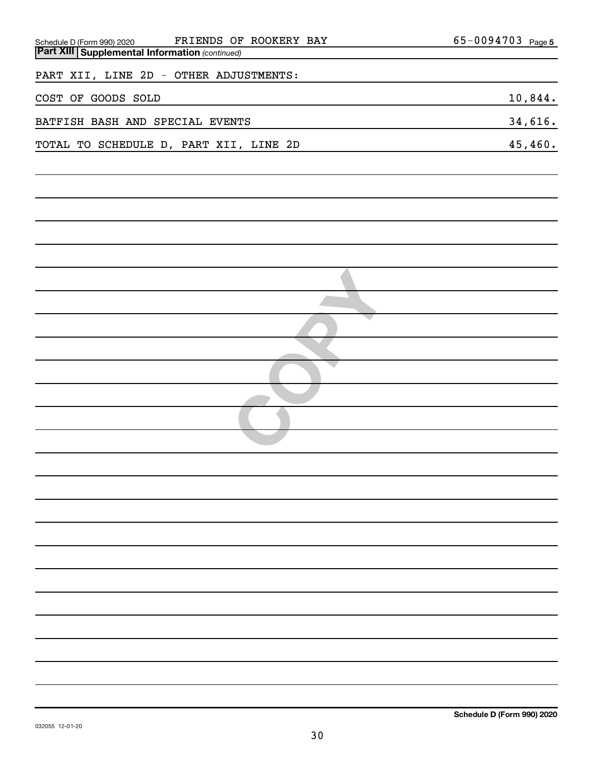Schedule D (Form 990) 2020 FRIENDS OF ROOKERY BAY 65-0094703 Page 5

**Part XIII Supplemental Information** *(continued)*

PART XII, LINE 2D - OTHER ADJUSTMENTS:

| | |
|---|---|
| COST OF GOODS SOLD | 10,844. |
| BATFISH BASH AND SPECIAL EVENTS | 34,616. |
| TOTAL TO SCHEDULE D, PART XII, LINE 2D | 45,460. |

**Schedule D (Form 990) 2020**

032055 12-01-20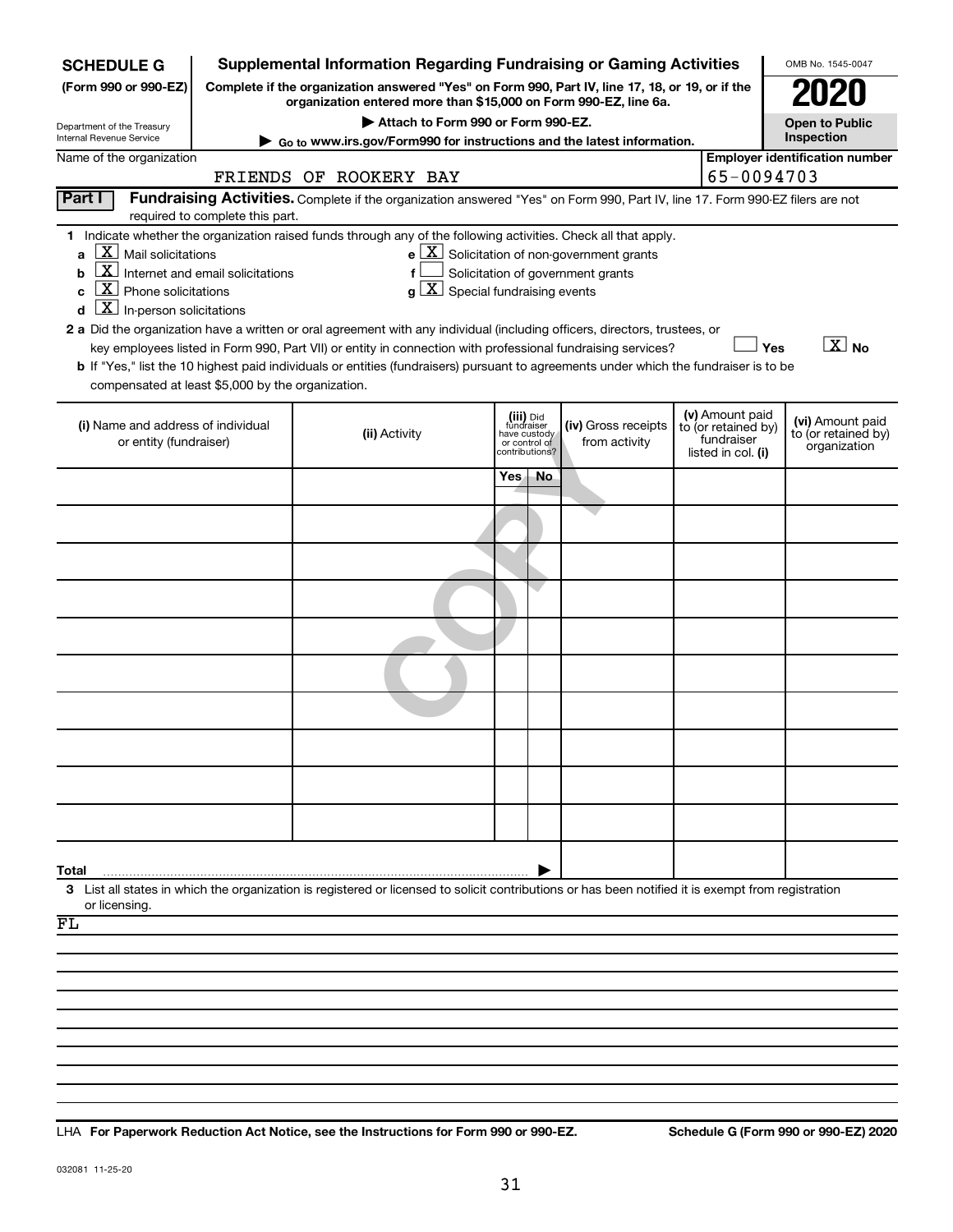**SCHEDULE G** (Form 990 or 990-EZ)

Department of the Treasury Internal Revenue Service

# Supplemental Information Regarding Fundraising or Gaming Activities

**Complete if the organization answered "Yes" on Form 990, Part IV, line 17, 18, or 19, or if the organization entered more than $15,000 on Form 990-EZ, line 6a.**

▶ Attach to Form 990 or Form 990-EZ.

▶ Go to www.irs.gov/Form990 for instructions and the latest information.

OMB No. 1545-0047

**2020**

**Open to Public Inspection**

Name of the organization: FRIENDS OF ROOKERY BAY

Employer identification number: 65-0094703

**Part I** **Fundraising Activities.** Complete if the organization answered "Yes" on Form 990, Part IV, line 17. Form 990-EZ filers are not required to complete this part.

1 Indicate whether the organization raised funds through any of the following activities. Check all that apply.

- a [X] Mail solicitations
- b [X] Internet and email solicitations
- c [X] Phone solicitations
- d [X] In-person solicitations
- e [X] Solicitation of non-government grants
- f [ ] Solicitation of government grants
- g [X] Special fundraising events

2 a Did the organization have a written or oral agreement with any individual (including officers, directors, trustees, or key employees listed in Form 990, Part VII) or entity in connection with professional fundraising services? [ ] Yes [X] No

b If "Yes," list the 10 highest paid individuals or entities (fundraisers) pursuant to agreements under which the fundraiser is to be compensated at least $5,000 by the organization.

| (i) Name and address of individual or entity (fundraiser) | (ii) Activity | (iii) Did fundraiser have custody or control of contributions? Yes | No | (iv) Gross receipts from activity | (v) Amount paid to (or retained by) fundraiser listed in col. (i) | (vi) Amount paid to (or retained by) organization |
|---|---|---|---|---|---|---|
| | | | | | | |
| | | | | | | |
| | | | | | | |
| | | | | | | |
| | | | | | | |
| | | | | | | |
| | | | | | | |
| | | | | | | |
| | | | | | | |
| | | | | | | |
| **Total** | | | | | | |

3 List all states in which the organization is registered or licensed to solicit contributions or has been notified it is exempt from registration or licensing.

FL

LHA **For Paperwork Reduction Act Notice, see the Instructions for Form 990 or 990-EZ.** **Schedule G (Form 990 or 990-EZ) 2020**

032081 11-25-20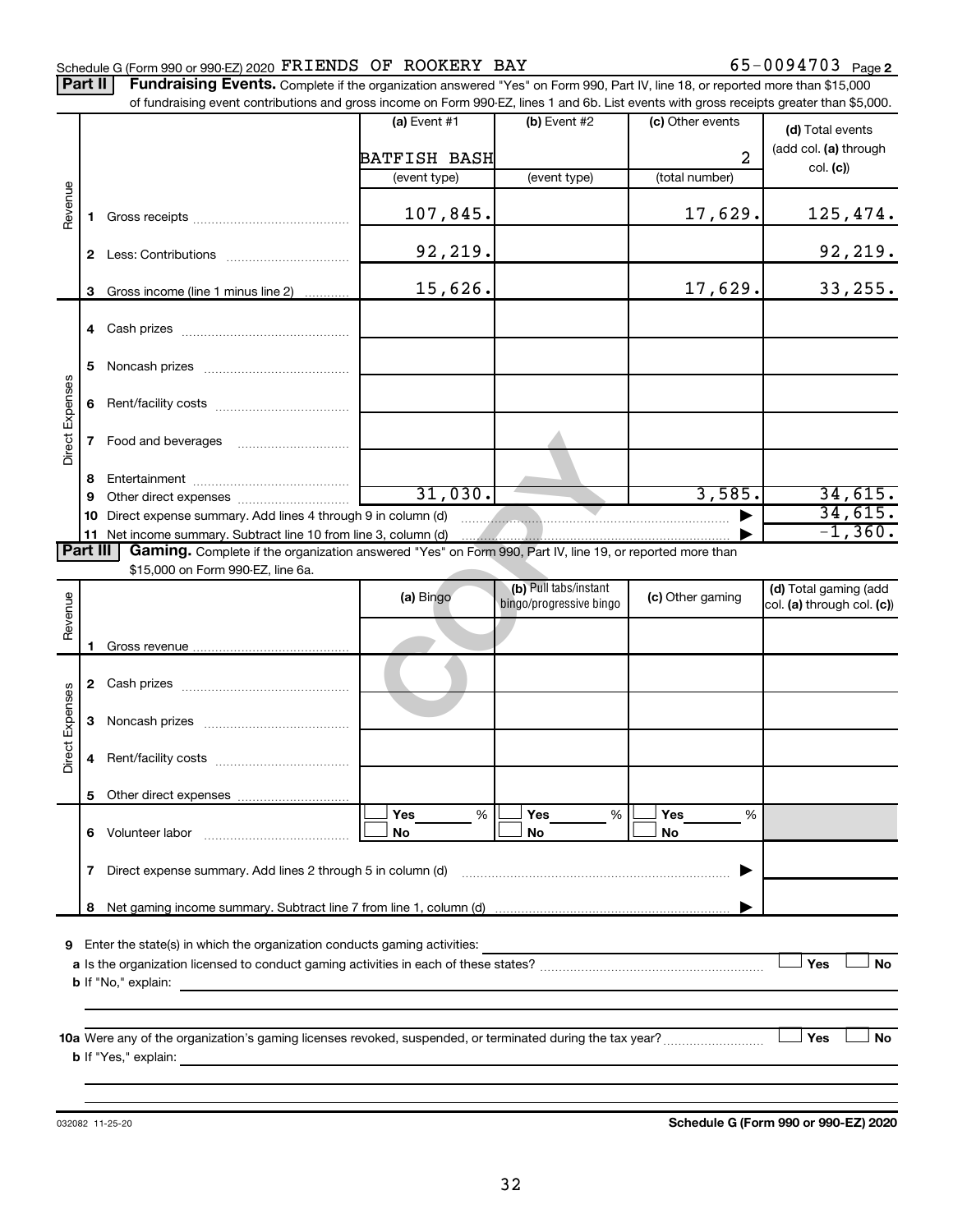Schedule G (Form 990 or 990-EZ) 2020 FRIENDS OF ROOKERY BAY 65-0094703 Page **2**

**Part II** **Fundraising Events.** Complete if the organization answered "Yes" on Form 990, Part IV, line 18, or reported more than $15,000 of fundraising event contributions and gross income on Form 990-EZ, lines 1 and 6b. List events with gross receipts greater than $5,000.

| | | (a) Event #1 | (b) Event #2 | (c) Other events | (d) Total events (add col. (a) through col. (c)) |
|---|---|---|---|---|---|
| | | BATFISH BASH | | 2 | |
| | | (event type) | (event type) | (total number) | |
| Revenue | 1 Gross receipts | 107,845. | | 17,629. | 125,474. |
| | 2 Less: Contributions | 92,219. | | | 92,219. |
| | 3 Gross income (line 1 minus line 2) | 15,626. | | 17,629. | 33,255. |
| Direct Expenses | 4 Cash prizes | | | | |
| | 5 Noncash prizes | | | | |
| | 6 Rent/facility costs | | | | |
| | 7 Food and beverages | | | | |
| | 8 Entertainment | | | | |
| | 9 Other direct expenses | 31,030. | | 3,585. | 34,615. |
| | 10 Direct expense summary. Add lines 4 through 9 in column (d) | | | ▶ | 34,615. |
| | 11 Net income summary. Subtract line 10 from line 3, column (d) | | | ▶ | -1,360. |

**Part III** **Gaming.** Complete if the organization answered "Yes" on Form 990, Part IV, line 19, or reported more than $15,000 on Form 990-EZ, line 6a.

| | | (a) Bingo | (b) Pull tabs/instant bingo/progressive bingo | (c) Other gaming | (d) Total gaming (add col. (a) through col. (c)) |
|---|---|---|---|---|---|
| Revenue | 1 Gross revenue | | | | |
| Direct Expenses | 2 Cash prizes | | | | |
| | 3 Noncash prizes | | | | |
| | 4 Rent/facility costs | | | | |
| | 5 Other direct expenses | | | | |
| | 6 Volunteer labor | ☐ Yes ___ % ☐ No | ☐ Yes ___ % ☐ No | ☐ Yes ___ % ☐ No | |
| | 7 Direct expense summary. Add lines 2 through 5 in column (d) | | | ▶ | |
| | 8 Net gaming income summary. Subtract line 7 from line 1, column (d) | | | ▶ | |

**9** Enter the state(s) in which the organization conducts gaming activities: ____________

**a** Is the organization licensed to conduct gaming activities in each of these states? ☐ Yes ☐ No

**b** If "No," explain: ____________

**10a** Were any of the organization's gaming licenses revoked, suspended, or terminated during the tax year? ☐ Yes ☐ No

**b** If "Yes," explain: ____________

032082 11-25-20 **Schedule G (Form 990 or 990-EZ) 2020**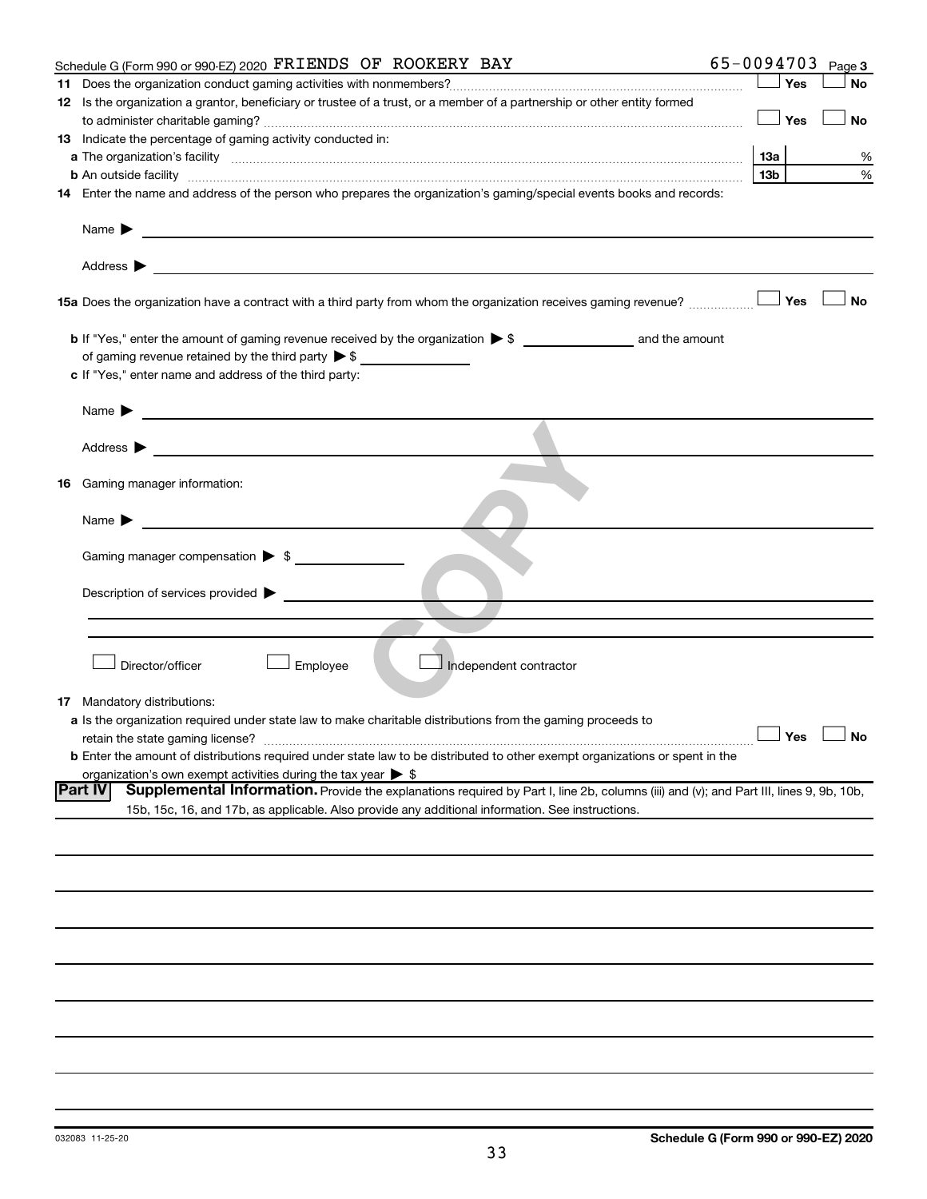Schedule G (Form 990 or 990-EZ) 2020 FRIENDS OF ROOKERY BAY 65-0094703 Page 3

**11** Does the organization conduct gaming activities with nonmembers? ☐ Yes ☐ No

**12** Is the organization a grantor, beneficiary or trustee of a trust, or a member of a partnership or other entity formed to administer charitable gaming? ☐ Yes ☐ No

**13** Indicate the percentage of gaming activity conducted in:

**a** The organization's facility **13a** %

**b** An outside facility **13b** %

**14** Enter the name and address of the person who prepares the organization's gaming/special events books and records:

Name ▶

Address ▶

**15a** Does the organization have a contract with a third party from whom the organization receives gaming revenue? ☐ Yes ☐ No

**b** If "Yes," enter the amount of gaming revenue received by the organization ▶ $ and the amount of gaming revenue retained by the third party ▶ $

**c** If "Yes," enter name and address of the third party:

Name ▶

Address ▶

**16** Gaming manager information:

Name ▶

Gaming manager compensation ▶ $

Description of services provided ▶

☐ Director/officer ☐ Employee ☐ Independent contractor

**17** Mandatory distributions:

**a** Is the organization required under state law to make charitable distributions from the gaming proceeds to retain the state gaming license? ☐ Yes ☐ No

**b** Enter the amount of distributions required under state law to be distributed to other exempt organizations or spent in the organization's own exempt activities during the tax year ▶ $

**Part IV** **Supplemental Information.** Provide the explanations required by Part I, line 2b, columns (iii) and (v); and Part III, lines 9, 9b, 10b, 15b, 15c, 16, and 17b, as applicable. Also provide any additional information. See instructions.

032083 11-25-20 **Schedule G (Form 990 or 990-EZ) 2020**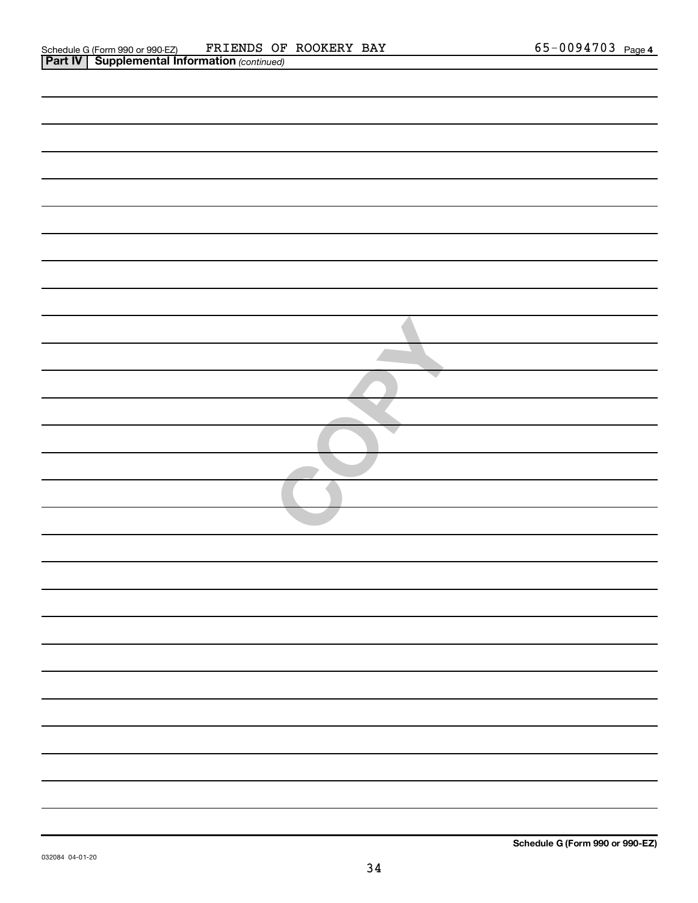Schedule G (Form 990 or 990-EZ) FRIENDS OF ROOKERY BAY 65-0094703 Page 4

**Part IV | Supplemental Information** *(continued)*

COPY

**Schedule G (Form 990 or 990-EZ)**

032084 04-01-20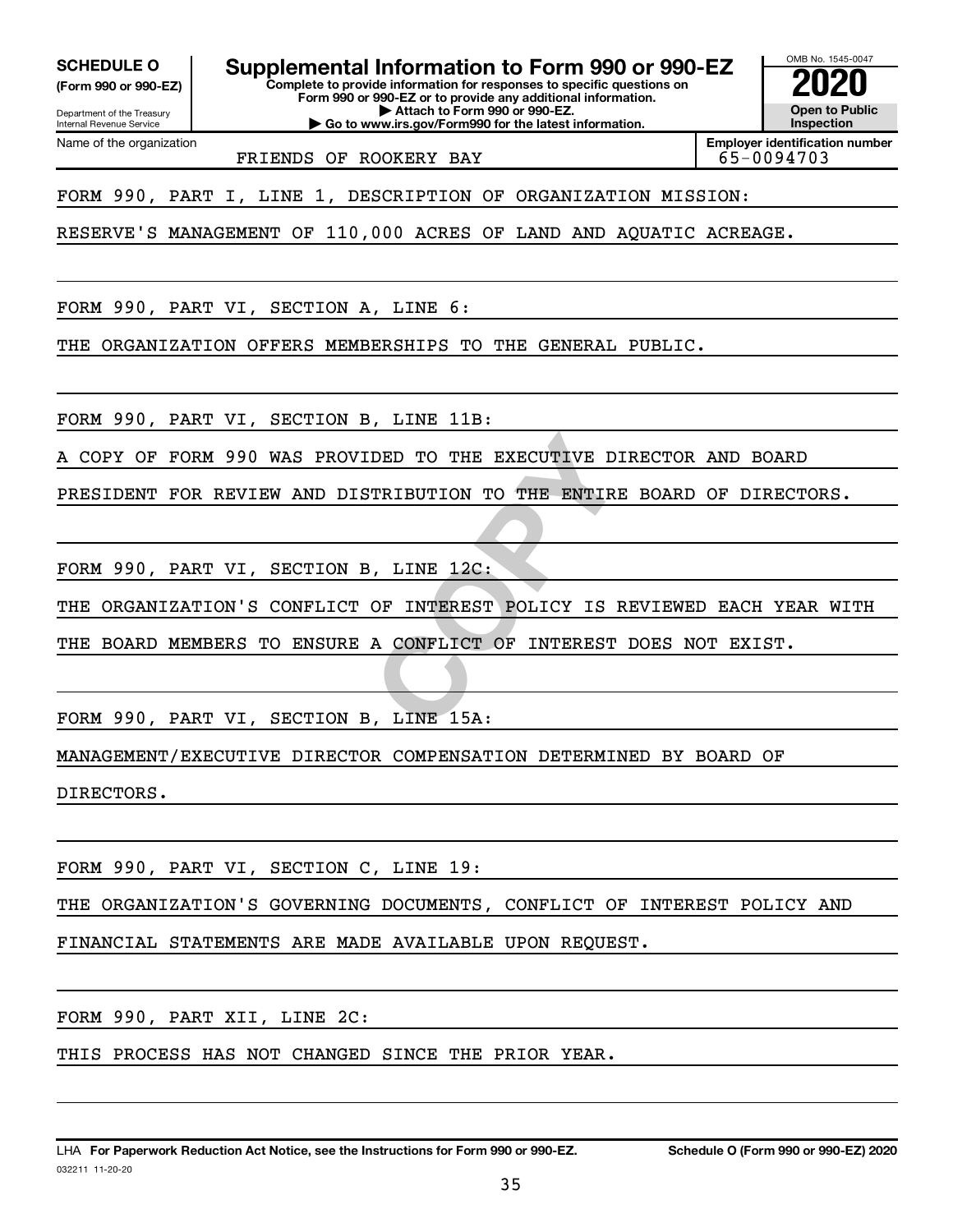**SCHEDULE O**
**(Form 990 or 990-EZ)**

Department of the Treasury
Internal Revenue Service

# Supplemental Information to Form 990 or 990-EZ

**Complete to provide information for responses to specific questions on Form 990 or 990-EZ or to provide any additional information.**
**▶ Attach to Form 990 or 990-EZ.**
**▶ Go to www.irs.gov/Form990 for the latest information.**

OMB No. 1545-0047
**2020**
**Open to Public Inspection**

Name of the organization: FRIENDS OF ROOKERY BAY

**Employer identification number:** 65-0094703

FORM 990, PART I, LINE 1, DESCRIPTION OF ORGANIZATION MISSION:

RESERVE'S MANAGEMENT OF 110,000 ACRES OF LAND AND AQUATIC ACREAGE.

FORM 990, PART VI, SECTION A, LINE 6:

THE ORGANIZATION OFFERS MEMBERSHIPS TO THE GENERAL PUBLIC.

FORM 990, PART VI, SECTION B, LINE 11B:

A COPY OF FORM 990 WAS PROVIDED TO THE EXECUTIVE DIRECTOR AND BOARD PRESIDENT FOR REVIEW AND DISTRIBUTION TO THE ENTIRE BOARD OF DIRECTORS.

FORM 990, PART VI, SECTION B, LINE 12C:

THE ORGANIZATION'S CONFLICT OF INTEREST POLICY IS REVIEWED EACH YEAR WITH THE BOARD MEMBERS TO ENSURE A CONFLICT OF INTEREST DOES NOT EXIST.

FORM 990, PART VI, SECTION B, LINE 15A:

MANAGEMENT/EXECUTIVE DIRECTOR COMPENSATION DETERMINED BY BOARD OF DIRECTORS.

FORM 990, PART VI, SECTION C, LINE 19:

THE ORGANIZATION'S GOVERNING DOCUMENTS, CONFLICT OF INTEREST POLICY AND FINANCIAL STATEMENTS ARE MADE AVAILABLE UPON REQUEST.

FORM 990, PART XII, LINE 2C:

THIS PROCESS HAS NOT CHANGED SINCE THE PRIOR YEAR.

LHA **For Paperwork Reduction Act Notice, see the Instructions for Form 990 or 990-EZ.** **Schedule O (Form 990 or 990-EZ) 2020**
032211 11-20-20